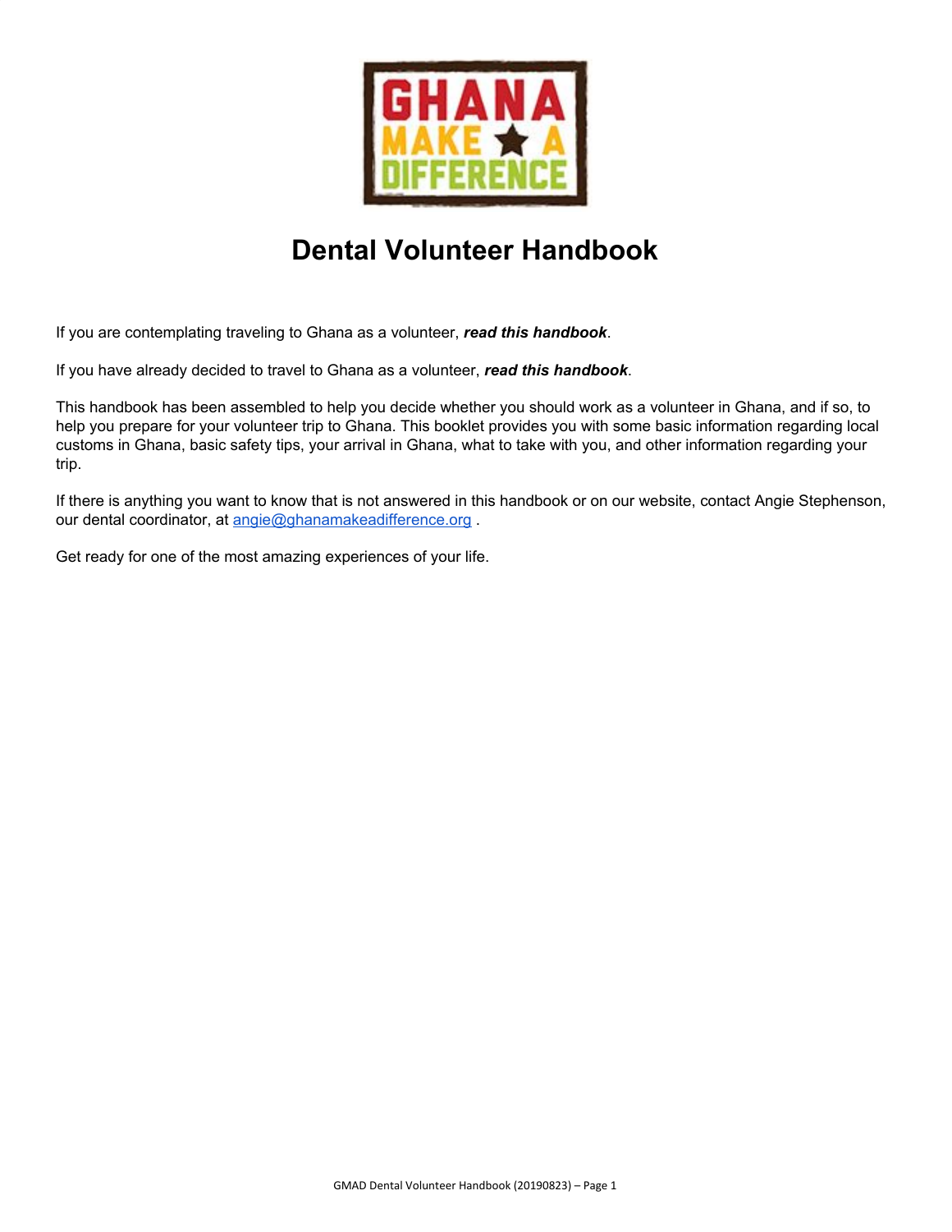# Dental Volunteer Handbook

If you are contemplating traveling to Ghana as a volunteer, ***read this handbook***.

If you have already decided to travel to Ghana as a volunteer, ***read this handbook***.

This handbook has been assembled to help you decide whether you should work as a volunteer in Ghana, and if so, to help you prepare for your volunteer trip to Ghana. This booklet provides you with some basic information regarding local customs in Ghana, basic safety tips, your arrival in Ghana, what to take with you, and other information regarding your trip.

If there is anything you want to know that is not answered in this handbook or on our website, contact Angie Stephenson, our dental coordinator, at [angie@ghanamakeadifference.org](mailto:angie@ghanamakeadifference.org) .

Get ready for one of the most amazing experiences of your life.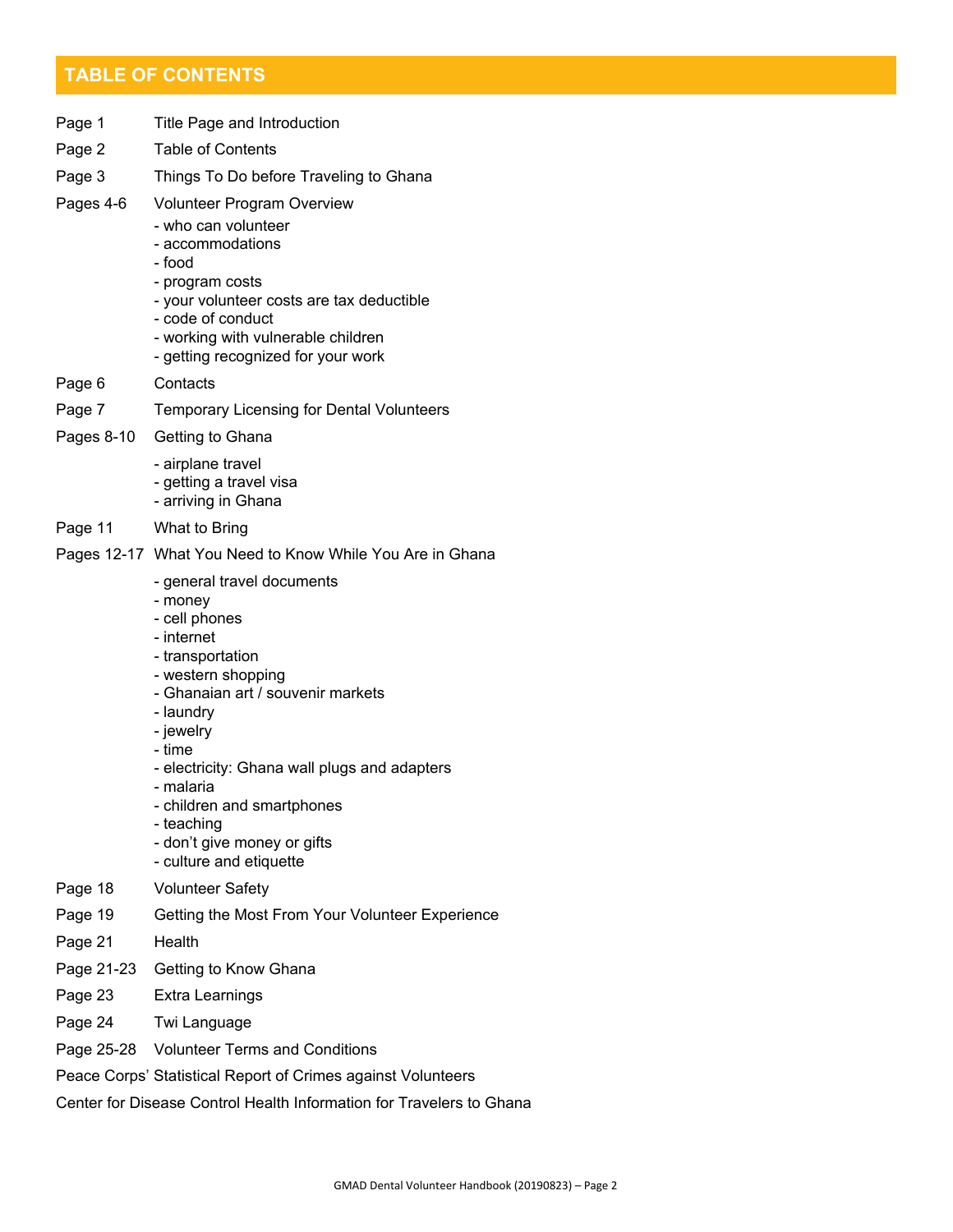## TABLE OF CONTENTS

| | |
|---|---|
| Page 1 | Title Page and Introduction |
| Page 2 | Table of Contents |
| Page 3 | Things To Do before Traveling to Ghana |
| Pages 4-6 | Volunteer Program Overview<br>- who can volunteer<br>- accommodations<br>- food<br>- program costs<br>- your volunteer costs are tax deductible<br>- code of conduct<br>- working with vulnerable children<br>- getting recognized for your work |
| Page 6 | Contacts |
| Page 7 | Temporary Licensing for Dental Volunteers |
| Pages 8-10 | Getting to Ghana<br>- airplane travel<br>- getting a travel visa<br>- arriving in Ghana |
| Page 11 | What to Bring |
| Pages 12-17 | What You Need to Know While You Are in Ghana<br>- general travel documents<br>- money<br>- cell phones<br>- internet<br>- transportation<br>- western shopping<br>- Ghanaian art / souvenir markets<br>- laundry<br>- jewelry<br>- time<br>- electricity: Ghana wall plugs and adapters<br>- malaria<br>- children and smartphones<br>- teaching<br>- don't give money or gifts<br>- culture and etiquette |
| Page 18 | Volunteer Safety |
| Page 19 | Getting the Most From Your Volunteer Experience |
| Page 21 | Health |
| Page 21-23 | Getting to Know Ghana |
| Page 23 | Extra Learnings |
| Page 24 | Twi Language |
| Page 25-28 | Volunteer Terms and Conditions |

Peace Corps' Statistical Report of Crimes against Volunteers

Center for Disease Control Health Information for Travelers to Ghana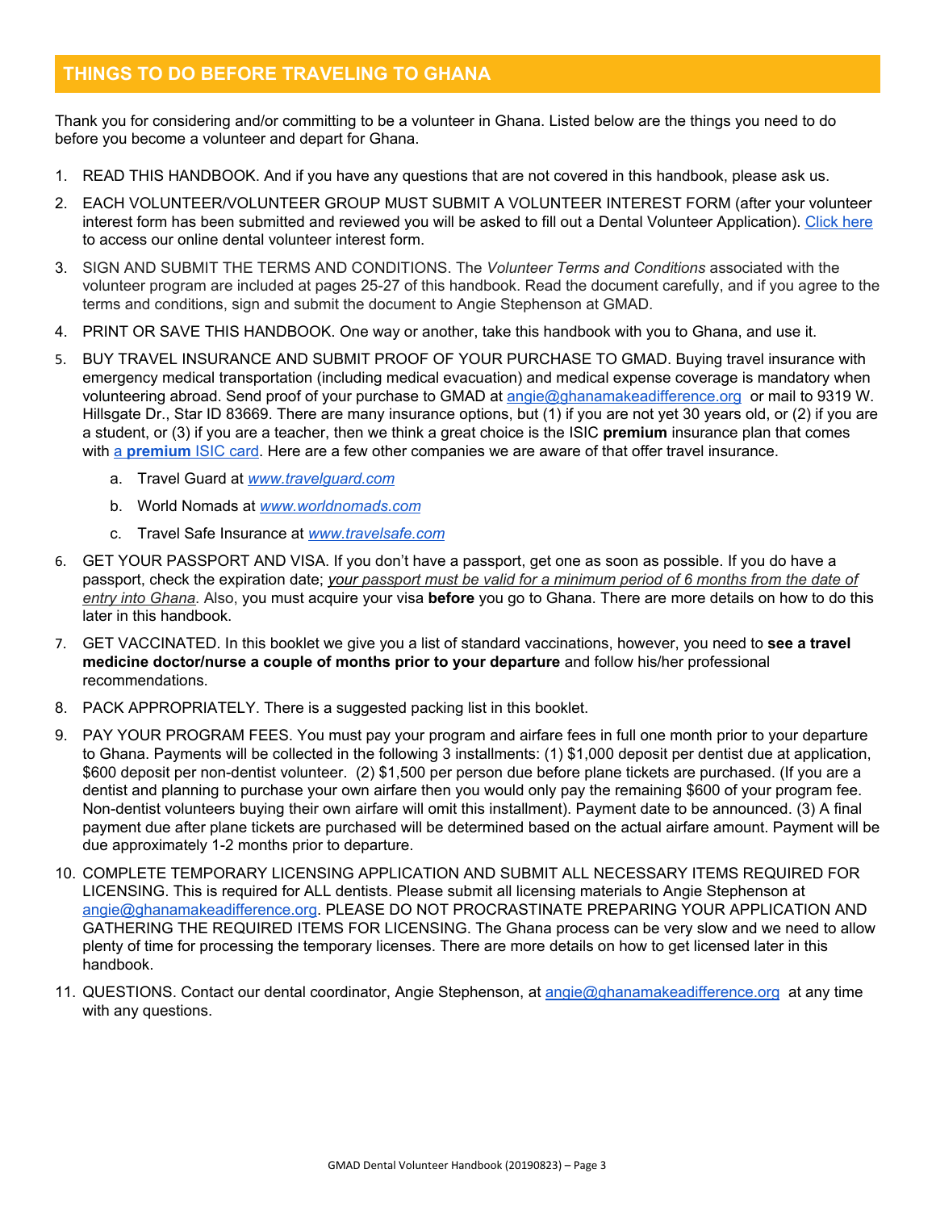## THINGS TO DO BEFORE TRAVELING TO GHANA

Thank you for considering and/or committing to be a volunteer in Ghana. Listed below are the things you need to do before you become a volunteer and depart for Ghana.

1. READ THIS HANDBOOK. And if you have any questions that are not covered in this handbook, please ask us.
2. EACH VOLUNTEER/VOLUNTEER GROUP MUST SUBMIT A VOLUNTEER INTEREST FORM (after your volunteer interest form has been submitted and reviewed you will be asked to fill out a Dental Volunteer Application). Click here to access our online dental volunteer interest form.
3. SIGN AND SUBMIT THE TERMS AND CONDITIONS. The *Volunteer Terms and Conditions* associated with the volunteer program are included at pages 25-27 of this handbook. Read the document carefully, and if you agree to the terms and conditions, sign and submit the document to Angie Stephenson at GMAD.
4. PRINT OR SAVE THIS HANDBOOK. One way or another, take this handbook with you to Ghana, and use it.
5. BUY TRAVEL INSURANCE AND SUBMIT PROOF OF YOUR PURCHASE TO GMAD. Buying travel insurance with emergency medical transportation (including medical evacuation) and medical expense coverage is mandatory when volunteering abroad. Send proof of your purchase to GMAD at angie@ghanamakeadifference.org or mail to 9319 W. Hillsgate Dr., Star ID 83669. There are many insurance options, but (1) if you are not yet 30 years old, or (2) if you are a student, or (3) if you are a teacher, then we think a great choice is the ISIC **premium** insurance plan that comes with a **premium** ISIC card. Here are a few other companies we are aware of that offer travel insurance.
    a. Travel Guard at *www.travelguard.com*
    b. World Nomads at *www.worldnomads.com*
    c. Travel Safe Insurance at *www.travelsafe.com*
6. GET YOUR PASSPORT AND VISA. If you don't have a passport, get one as soon as possible. If you do have a passport, check the expiration date; *your passport must be valid for a minimum period of 6 months from the date of entry into Ghana*. Also, you must acquire your visa **before** you go to Ghana. There are more details on how to do this later in this handbook.
7. GET VACCINATED. In this booklet we give you a list of standard vaccinations, however, you need to **see a travel medicine doctor/nurse a couple of months prior to your departure** and follow his/her professional recommendations.
8. PACK APPROPRIATELY. There is a suggested packing list in this booklet.
9. PAY YOUR PROGRAM FEES. You must pay your program and airfare fees in full one month prior to your departure to Ghana. Payments will be collected in the following 3 installments: (1) $1,000 deposit per dentist due at application, $600 deposit per non-dentist volunteer. (2) $1,500 per person due before plane tickets are purchased. (If you are a dentist and planning to purchase your own airfare then you would only pay the remaining $600 of your program fee. Non-dentist volunteers buying their own airfare will omit this installment). Payment date to be announced. (3) A final payment due after plane tickets are purchased will be determined based on the actual airfare amount. Payment will be due approximately 1-2 months prior to departure.
10. COMPLETE TEMPORARY LICENSING APPLICATION AND SUBMIT ALL NECESSARY ITEMS REQUIRED FOR LICENSING. This is required for ALL dentists. Please submit all licensing materials to Angie Stephenson at angie@ghanamakeadifference.org. PLEASE DO NOT PROCRASTINATE PREPARING YOUR APPLICATION AND GATHERING THE REQUIRED ITEMS FOR LICENSING. The Ghana process can be very slow and we need to allow plenty of time for processing the temporary licenses. There are more details on how to get licensed later in this handbook.
11. QUESTIONS. Contact our dental coordinator, Angie Stephenson, at angie@ghanamakeadifference.org at any time with any questions.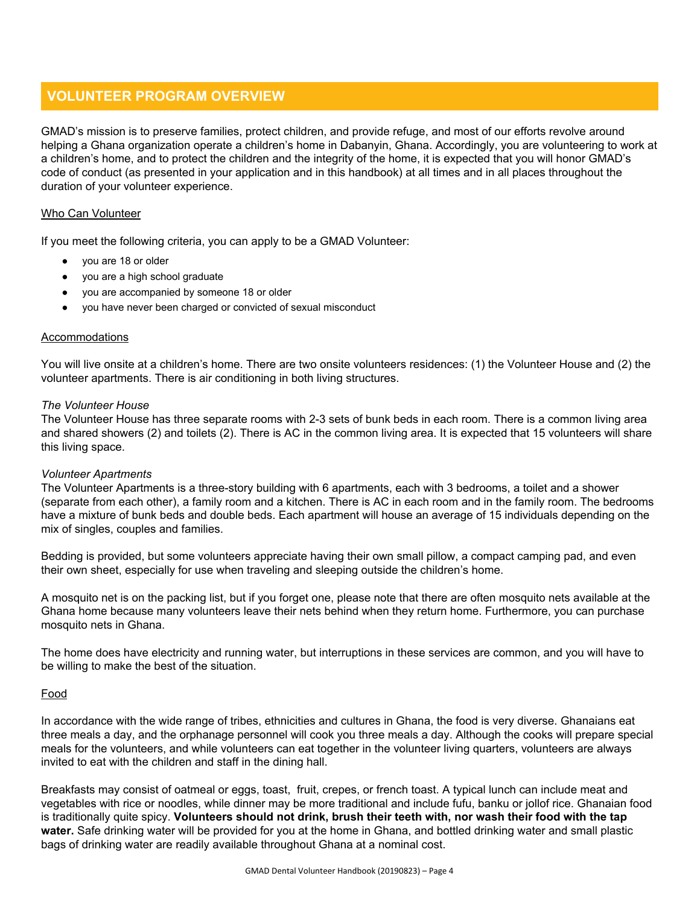## VOLUNTEER PROGRAM OVERVIEW

GMAD's mission is to preserve families, protect children, and provide refuge, and most of our efforts revolve around helping a Ghana organization operate a children's home in Dabanyin, Ghana. Accordingly, you are volunteering to work at a children's home, and to protect the children and the integrity of the home, it is expected that you will honor GMAD's code of conduct (as presented in your application and in this handbook) at all times and in all places throughout the duration of your volunteer experience.

### Who Can Volunteer

If you meet the following criteria, you can apply to be a GMAD Volunteer:

- you are 18 or older
- you are a high school graduate
- you are accompanied by someone 18 or older
- you have never been charged or convicted of sexual misconduct

### Accommodations

You will live onsite at a children's home. There are two onsite volunteers residences: (1) the Volunteer House and (2) the volunteer apartments. There is air conditioning in both living structures.

*The Volunteer House*
The Volunteer House has three separate rooms with 2-3 sets of bunk beds in each room. There is a common living area and shared showers (2) and toilets (2). There is AC in the common living area. It is expected that 15 volunteers will share this living space.

*Volunteer Apartments*
The Volunteer Apartments is a three-story building with 6 apartments, each with 3 bedrooms, a toilet and a shower (separate from each other), a family room and a kitchen. There is AC in each room and in the family room. The bedrooms have a mixture of bunk beds and double beds. Each apartment will house an average of 15 individuals depending on the mix of singles, couples and families.

Bedding is provided, but some volunteers appreciate having their own small pillow, a compact camping pad, and even their own sheet, especially for use when traveling and sleeping outside the children's home.

A mosquito net is on the packing list, but if you forget one, please note that there are often mosquito nets available at the Ghana home because many volunteers leave their nets behind when they return home. Furthermore, you can purchase mosquito nets in Ghana.

The home does have electricity and running water, but interruptions in these services are common, and you will have to be willing to make the best of the situation.

### Food

In accordance with the wide range of tribes, ethnicities and cultures in Ghana, the food is very diverse. Ghanaians eat three meals a day, and the orphanage personnel will cook you three meals a day. Although the cooks will prepare special meals for the volunteers, and while volunteers can eat together in the volunteer living quarters, volunteers are always invited to eat with the children and staff in the dining hall.

Breakfasts may consist of oatmeal or eggs, toast, fruit, crepes, or french toast. A typical lunch can include meat and vegetables with rice or noodles, while dinner may be more traditional and include fufu, banku or jollof rice. Ghanaian food is traditionally quite spicy. **Volunteers should not drink, brush their teeth with, nor wash their food with the tap water.** Safe drinking water will be provided for you at the home in Ghana, and bottled drinking water and small plastic bags of drinking water are readily available throughout Ghana at a nominal cost.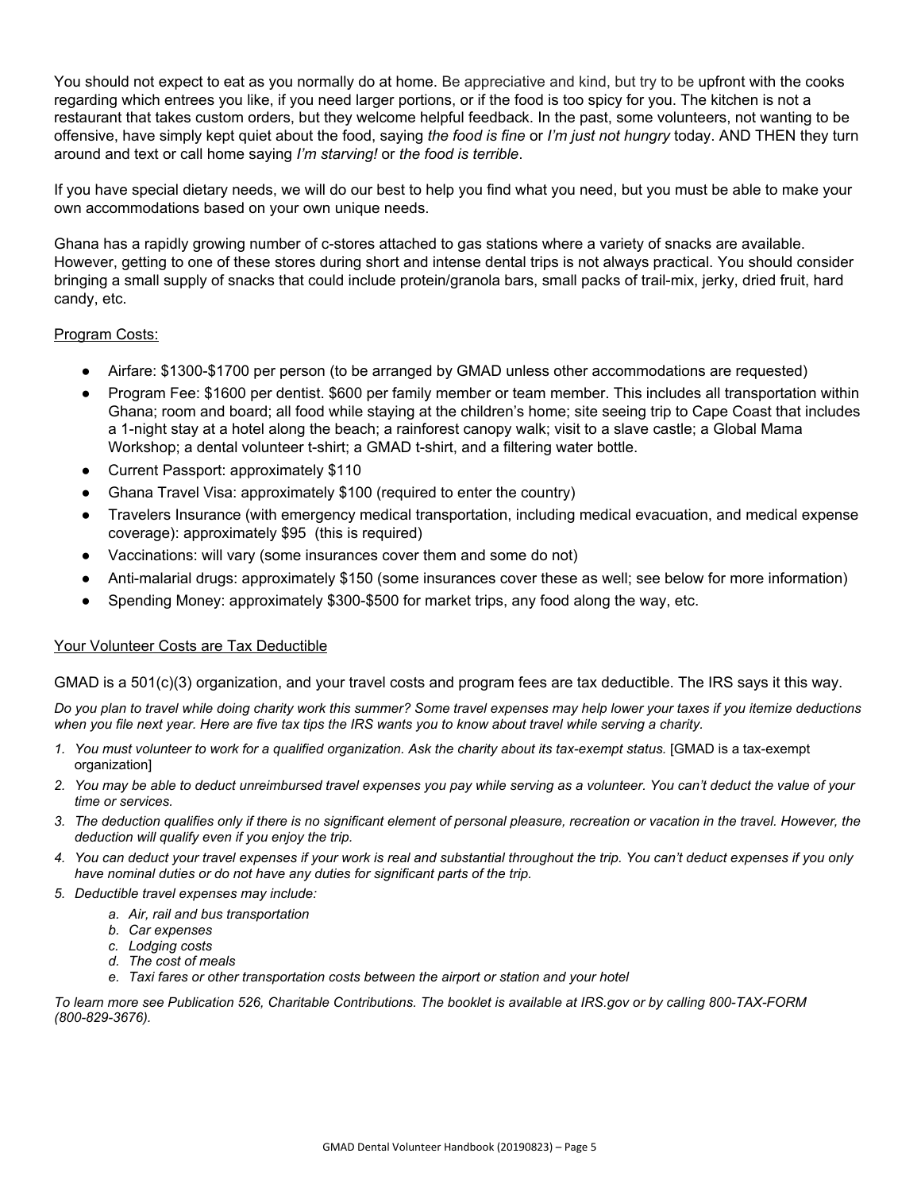You should not expect to eat as you normally do at home. Be appreciative and kind, but try to be upfront with the cooks regarding which entrees you like, if you need larger portions, or if the food is too spicy for you. The kitchen is not a restaurant that takes custom orders, but they welcome helpful feedback. In the past, some volunteers, not wanting to be offensive, have simply kept quiet about the food, saying *the food is fine* or *I'm just not hungry* today. AND THEN they turn around and text or call home saying *I'm starving!* or *the food is terrible*.

If you have special dietary needs, we will do our best to help you find what you need, but you must be able to make your own accommodations based on your own unique needs.

Ghana has a rapidly growing number of c-stores attached to gas stations where a variety of snacks are available. However, getting to one of these stores during short and intense dental trips is not always practical. You should consider bringing a small supply of snacks that could include protein/granola bars, small packs of trail-mix, jerky, dried fruit, hard candy, etc.

<u>Program Costs:</u>

- Airfare: $1300-$1700 per person (to be arranged by GMAD unless other accommodations are requested)
- Program Fee: $1600 per dentist. $600 per family member or team member. This includes all transportation within Ghana; room and board; all food while staying at the children's home; site seeing trip to Cape Coast that includes a 1-night stay at a hotel along the beach; a rainforest canopy walk; visit to a slave castle; a Global Mama Workshop; a dental volunteer t-shirt; a GMAD t-shirt, and a filtering water bottle.
- Current Passport: approximately $110
- Ghana Travel Visa: approximately $100 (required to enter the country)
- Travelers Insurance (with emergency medical transportation, including medical evacuation, and medical expense coverage): approximately $95 (this is required)
- Vaccinations: will vary (some insurances cover them and some do not)
- Anti-malarial drugs: approximately $150 (some insurances cover these as well; see below for more information)
- Spending Money: approximately $300-$500 for market trips, any food along the way, etc.

<u>Your Volunteer Costs are Tax Deductible</u>

GMAD is a 501(c)(3) organization, and your travel costs and program fees are tax deductible. The IRS says it this way.

*Do you plan to travel while doing charity work this summer? Some travel expenses may help lower your taxes if you itemize deductions when you file next year. Here are five tax tips the IRS wants you to know about travel while serving a charity.*

1. *You must volunteer to work for a qualified organization. Ask the charity about its tax-exempt status.* [GMAD is a tax-exempt organization]
2. *You may be able to deduct unreimbursed travel expenses you pay while serving as a volunteer. You can't deduct the value of your time or services.*
3. *The deduction qualifies only if there is no significant element of personal pleasure, recreation or vacation in the travel. However, the deduction will qualify even if you enjoy the trip.*
4. *You can deduct your travel expenses if your work is real and substantial throughout the trip. You can't deduct expenses if you only have nominal duties or do not have any duties for significant parts of the trip.*
5. *Deductible travel expenses may include:*
    a. *Air, rail and bus transportation*
    b. *Car expenses*
    c. *Lodging costs*
    d. *The cost of meals*
    e. *Taxi fares or other transportation costs between the airport or station and your hotel*

*To learn more see Publication 526, Charitable Contributions. The booklet is available at IRS.gov or by calling 800-TAX-FORM (800-829-3676).*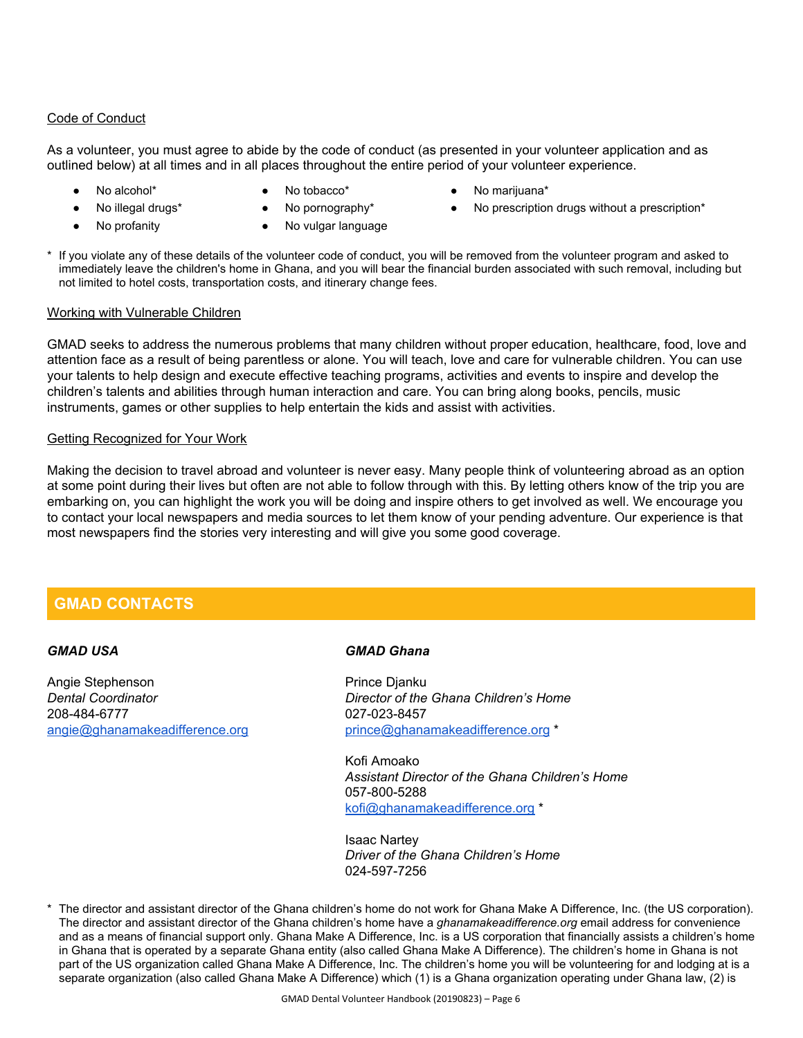Code of Conduct

As a volunteer, you must agree to abide by the code of conduct (as presented in your volunteer application and as outlined below) at all times and in all places throughout the entire period of your volunteer experience.

- No alcohol*
- No tobacco*
- No marijuana*
- No illegal drugs*
- No pornography*
- No prescription drugs without a prescription*
- No profanity
- No vulgar language

\* If you violate any of these details of the volunteer code of conduct, you will be removed from the volunteer program and asked to immediately leave the children's home in Ghana, and you will bear the financial burden associated with such removal, including but not limited to hotel costs, transportation costs, and itinerary change fees.

Working with Vulnerable Children

GMAD seeks to address the numerous problems that many children without proper education, healthcare, food, love and attention face as a result of being parentless or alone. You will teach, love and care for vulnerable children. You can use your talents to help design and execute effective teaching programs, activities and events to inspire and develop the children's talents and abilities through human interaction and care. You can bring along books, pencils, music instruments, games or other supplies to help entertain the kids and assist with activities.

Getting Recognized for Your Work

Making the decision to travel abroad and volunteer is never easy. Many people think of volunteering abroad as an option at some point during their lives but often are not able to follow through with this. By letting others know of the trip you are embarking on, you can highlight the work you will be doing and inspire others to get involved as well. We encourage you to contact your local newspapers and media sources to let them know of your pending adventure. Our experience is that most newspapers find the stories very interesting and will give you some good coverage.

## GMAD CONTACTS

***GMAD USA***

Angie Stephenson
*Dental Coordinator*
208-484-6777
angie@ghanamakeadifference.org

***GMAD Ghana***

Prince Djanku
*Director of the Ghana Children's Home*
027-023-8457
prince@ghanamakeadifference.org *

Kofi Amoako
*Assistant Director of the Ghana Children's Home*
057-800-5288
kofi@ghanamakeadifference.org *

Isaac Nartey
*Driver of the Ghana Children's Home*
024-597-7256

\* The director and assistant director of the Ghana children's home do not work for Ghana Make A Difference, Inc. (the US corporation). The director and assistant director of the Ghana children's home have a *ghanamakeadifference.org* email address for convenience and as a means of financial support only. Ghana Make A Difference, Inc. is a US corporation that financially assists a children's home in Ghana that is operated by a separate Ghana entity (also called Ghana Make A Difference). The children's home in Ghana is not part of the US organization called Ghana Make A Difference, Inc. The children's home you will be volunteering for and lodging at is a separate organization (also called Ghana Make A Difference) which (1) is a Ghana organization operating under Ghana law, (2) is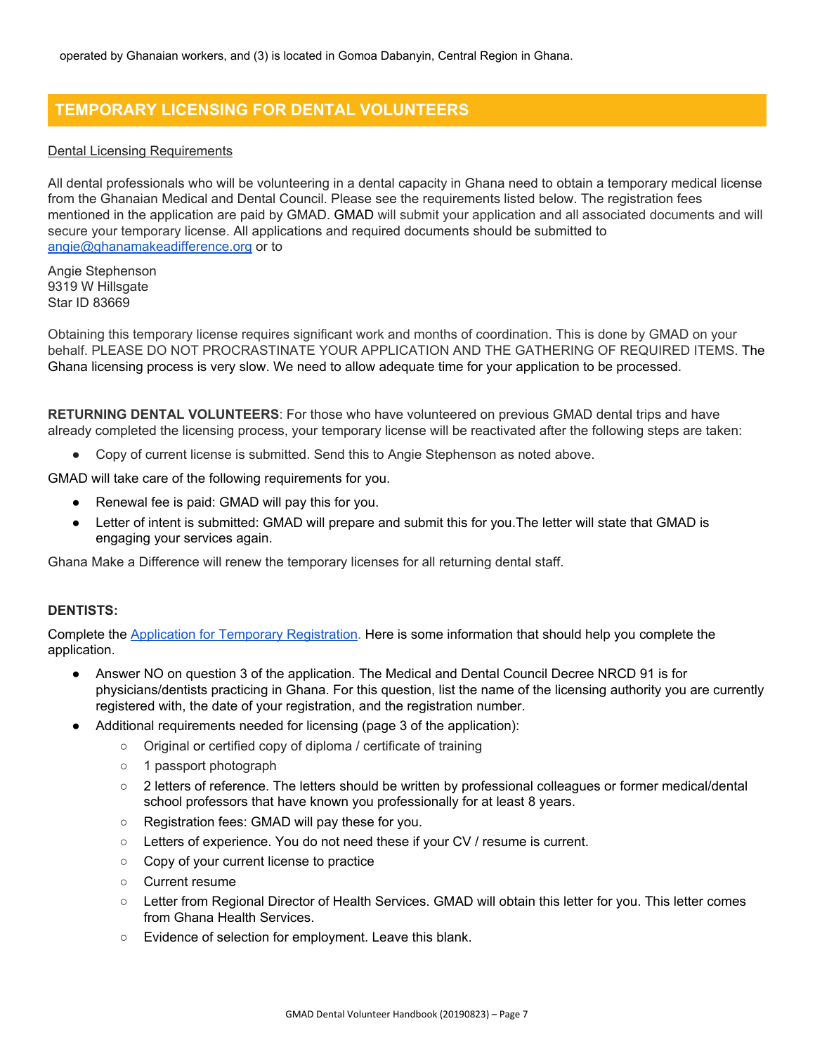operated by Ghanaian workers, and (3) is located in Gomoa Dabanyin, Central Region in Ghana.

## TEMPORARY LICENSING FOR DENTAL VOLUNTEERS

Dental Licensing Requirements

All dental professionals who will be volunteering in a dental capacity in Ghana need to obtain a temporary medical license from the Ghanaian Medical and Dental Council. Please see the requirements listed below. The registration fees mentioned in the application are paid by GMAD. GMAD will submit your application and all associated documents and will secure your temporary license. All applications and required documents should be submitted to [angie@ghanamakeadifference.org](mailto:angie@ghanamakeadifference.org) or to

Angie Stephenson
9319 W Hillsgate
Star ID 83669

Obtaining this temporary license requires significant work and months of coordination. This is done by GMAD on your behalf. PLEASE DO NOT PROCRASTINATE YOUR APPLICATION AND THE GATHERING OF REQUIRED ITEMS. The Ghana licensing process is very slow. We need to allow adequate time for your application to be processed.

**RETURNING DENTAL VOLUNTEERS**: For those who have volunteered on previous GMAD dental trips and have already completed the licensing process, your temporary license will be reactivated after the following steps are taken:

- Copy of current license is submitted. Send this to Angie Stephenson as noted above.

GMAD will take care of the following requirements for you.

- Renewal fee is paid: GMAD will pay this for you.
- Letter of intent is submitted: GMAD will prepare and submit this for you.The letter will state that GMAD is engaging your services again.

Ghana Make a Difference will renew the temporary licenses for all returning dental staff.

**DENTISTS:**

Complete the Application for Temporary Registration. Here is some information that should help you complete the application.

- Answer NO on question 3 of the application. The Medical and Dental Council Decree NRCD 91 is for physicians/dentists practicing in Ghana. For this question, list the name of the licensing authority you are currently registered with, the date of your registration, and the registration number.
- Additional requirements needed for licensing (page 3 of the application):
    - Original or certified copy of diploma / certificate of training
    - 1 passport photograph
    - 2 letters of reference. The letters should be written by professional colleagues or former medical/dental school professors that have known you professionally for at least 8 years.
    - Registration fees: GMAD will pay these for you.
    - Letters of experience. You do not need these if your CV / resume is current.
    - Copy of your current license to practice
    - Current resume
    - Letter from Regional Director of Health Services. GMAD will obtain this letter for you. This letter comes from Ghana Health Services.
    - Evidence of selection for employment. Leave this blank.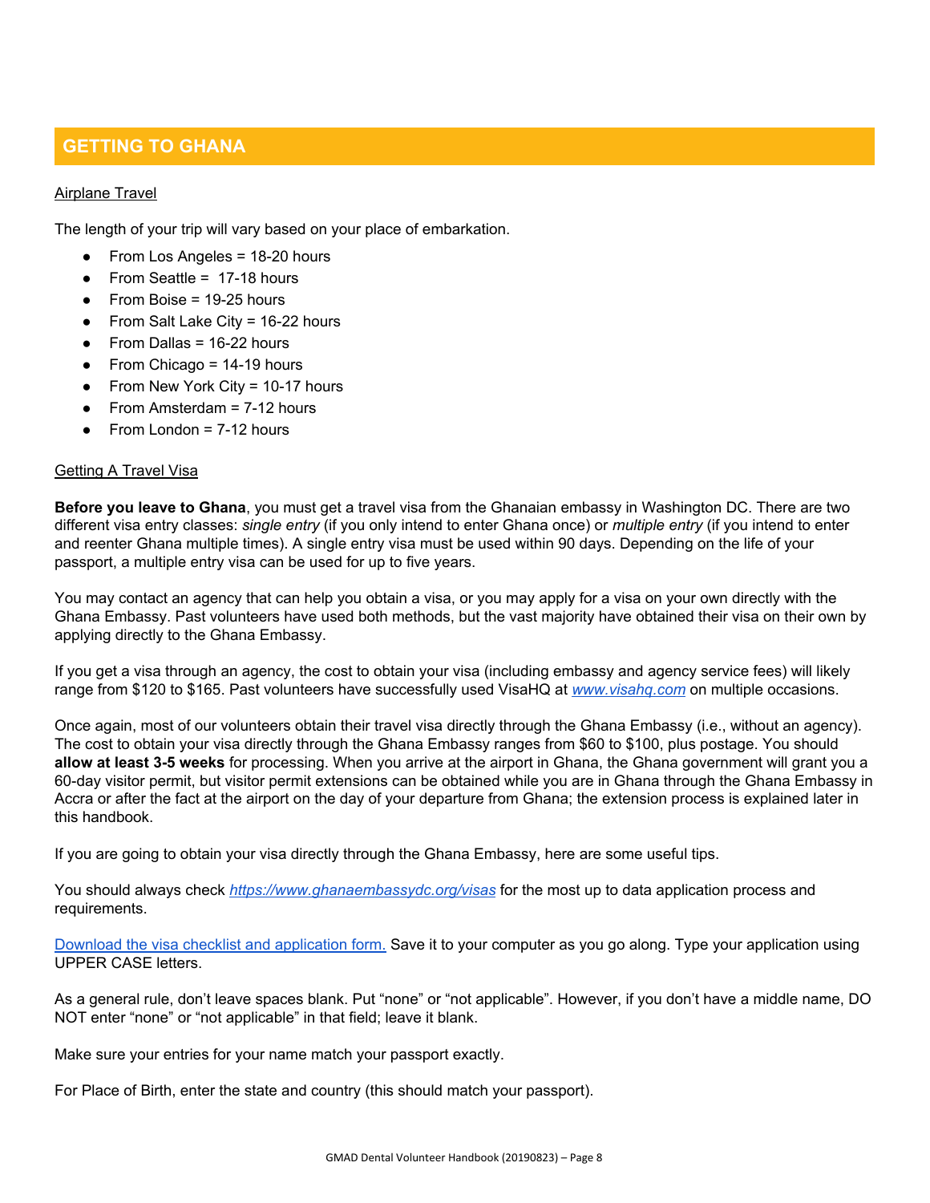## GETTING TO GHANA

### Airplane Travel

The length of your trip will vary based on your place of embarkation.

- From Los Angeles = 18-20 hours
- From Seattle = 17-18 hours
- From Boise = 19-25 hours
- From Salt Lake City = 16-22 hours
- From Dallas = 16-22 hours
- From Chicago = 14-19 hours
- From New York City = 10-17 hours
- From Amsterdam = 7-12 hours
- From London = 7-12 hours

### Getting A Travel Visa

**Before you leave to Ghana**, you must get a travel visa from the Ghanaian embassy in Washington DC. There are two different visa entry classes: *single entry* (if you only intend to enter Ghana once) or *multiple entry* (if you intend to enter and reenter Ghana multiple times). A single entry visa must be used within 90 days. Depending on the life of your passport, a multiple entry visa can be used for up to five years.

You may contact an agency that can help you obtain a visa, or you may apply for a visa on your own directly with the Ghana Embassy. Past volunteers have used both methods, but the vast majority have obtained their visa on their own by applying directly to the Ghana Embassy.

If you get a visa through an agency, the cost to obtain your visa (including embassy and agency service fees) will likely range from $120 to $165. Past volunteers have successfully used VisaHQ at *www.visahq.com* on multiple occasions.

Once again, most of our volunteers obtain their travel visa directly through the Ghana Embassy (i.e., without an agency). The cost to obtain your visa directly through the Ghana Embassy ranges from $60 to $100, plus postage. You should **allow at least 3-5 weeks** for processing. When you arrive at the airport in Ghana, the Ghana government will grant you a 60-day visitor permit, but visitor permit extensions can be obtained while you are in Ghana through the Ghana Embassy in Accra or after the fact at the airport on the day of your departure from Ghana; the extension process is explained later in this handbook.

If you are going to obtain your visa directly through the Ghana Embassy, here are some useful tips.

You should always check *https://www.ghanaembassydc.org/visas* for the most up to data application process and requirements.

Download the visa checklist and application form. Save it to your computer as you go along. Type your application using UPPER CASE letters.

As a general rule, don't leave spaces blank. Put "none" or "not applicable". However, if you don't have a middle name, DO NOT enter "none" or "not applicable" in that field; leave it blank.

Make sure your entries for your name match your passport exactly.

For Place of Birth, enter the state and country (this should match your passport).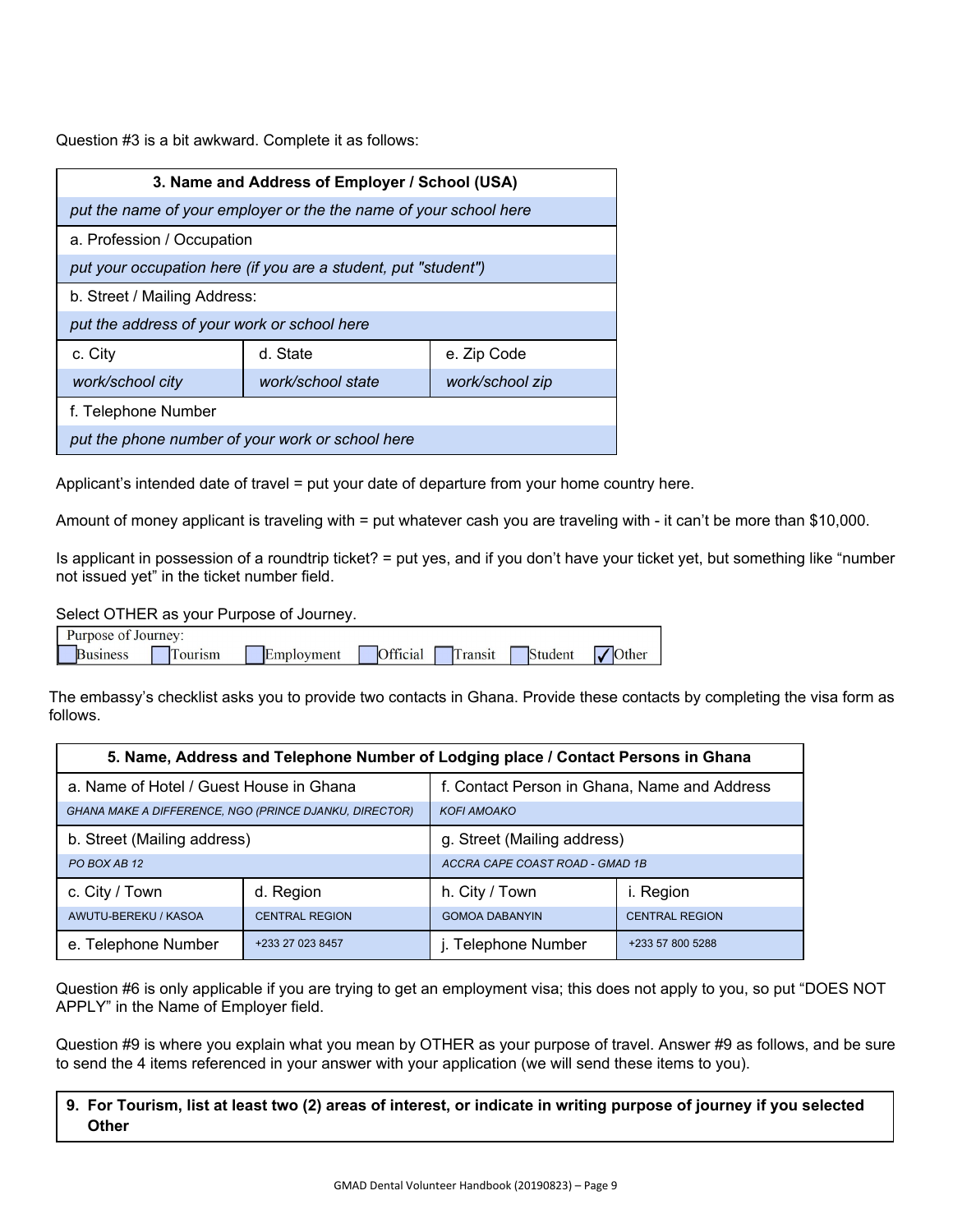Question #3 is a bit awkward. Complete it as follows:

| 3. Name and Address of Employer / School (USA) | | |
|---|---|---|
| *put the name of your employer or the the name of your school here* | | |
| a. Profession / Occupation | | |
| *put your occupation here (if you are a student, put "student")* | | |
| b. Street / Mailing Address: | | |
| *put the address of your work or school here* | | |
| c. City | d. State | e. Zip Code |
| *work/school city* | *work/school state* | *work/school zip* |
| f. Telephone Number | | |
| *put the phone number of your work or school here* | | |

Applicant's intended date of travel = put your date of departure from your home country here.

Amount of money applicant is traveling with = put whatever cash you are traveling with - it can't be more than $10,000.

Is applicant in possession of a roundtrip ticket? = put yes, and if you don't have your ticket yet, but something like "number not issued yet" in the ticket number field.

Select OTHER as your Purpose of Journey.

| Purpose of Journey: | | | | | | |
|---|---|---|---|---|---|---|
| ☐ Business | ☐ Tourism | ☐ Employment | ☐ Official | ☐ Transit | ☐ Student | ☑ Other |

The embassy's checklist asks you to provide two contacts in Ghana. Provide these contacts by completing the visa form as follows.

| 5. Name, Address and Telephone Number of Lodging place / Contact Persons in Ghana | | | |
|---|---|---|---|
| a. Name of Hotel / Guest House in Ghana | | f. Contact Person in Ghana, Name and Address | |
| *GHANA MAKE A DIFFERENCE, NGO (PRINCE DJANKU, DIRECTOR)* | | *KOFI AMOAKO* | |
| b. Street (Mailing address) | | g. Street (Mailing address) | |
| *PO BOX AB 12* | | *ACCRA CAPE COAST ROAD - GMAD 1B* | |
| c. City / Town | d. Region | h. City / Town | i. Region |
| AWUTU-BEREKU / KASOA | CENTRAL REGION | GOMOA DABANYIN | CENTRAL REGION |
| e. Telephone Number | +233 27 023 8457 | j. Telephone Number | +233 57 800 5288 |

Question #6 is only applicable if you are trying to get an employment visa; this does not apply to you, so put "DOES NOT APPLY" in the Name of Employer field.

Question #9 is where you explain what you mean by OTHER as your purpose of travel. Answer #9 as follows, and be sure to send the 4 items referenced in your answer with your application (we will send these items to you).

| 9. For Tourism, list at least two (2) areas of interest, or indicate in writing purpose of journey if you selected Other |
|---|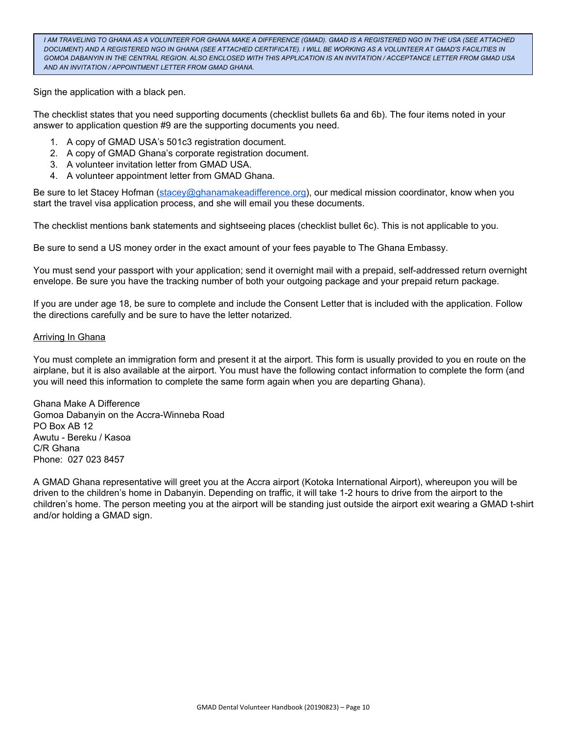*I AM TRAVELING TO GHANA AS A VOLUNTEER FOR GHANA MAKE A DIFFERENCE (GMAD). GMAD IS A REGISTERED NGO IN THE USA (SEE ATTACHED DOCUMENT) AND A REGISTERED NGO IN GHANA (SEE ATTACHED CERTIFICATE). I WILL BE WORKING AS A VOLUNTEER AT GMAD'S FACILITIES IN GOMOA DABANYIN IN THE CENTRAL REGION. ALSO ENCLOSED WITH THIS APPLICATION IS AN INVITATION / ACCEPTANCE LETTER FROM GMAD USA AND AN INVITATION / APPOINTMENT LETTER FROM GMAD GHANA.*

Sign the application with a black pen.

The checklist states that you need supporting documents (checklist bullets 6a and 6b). The four items noted in your answer to application question #9 are the supporting documents you need.

1. A copy of GMAD USA's 501c3 registration document.
2. A copy of GMAD Ghana's corporate registration document.
3. A volunteer invitation letter from GMAD USA.
4. A volunteer appointment letter from GMAD Ghana.

Be sure to let Stacey Hofman (stacey@ghanamakeadifference.org), our medical mission coordinator, know when you start the travel visa application process, and she will email you these documents.

The checklist mentions bank statements and sightseeing places (checklist bullet 6c). This is not applicable to you.

Be sure to send a US money order in the exact amount of your fees payable to The Ghana Embassy.

You must send your passport with your application; send it overnight mail with a prepaid, self-addressed return overnight envelope. Be sure you have the tracking number of both your outgoing package and your prepaid return package.

If you are under age 18, be sure to complete and include the Consent Letter that is included with the application. Follow the directions carefully and be sure to have the letter notarized.

## Arriving In Ghana

You must complete an immigration form and present it at the airport. This form is usually provided to you en route on the airplane, but it is also available at the airport. You must have the following contact information to complete the form (and you will need this information to complete the same form again when you are departing Ghana).

Ghana Make A Difference
Gomoa Dabanyin on the Accra-Winneba Road
PO Box AB 12
Awutu - Bereku / Kasoa
C/R Ghana
Phone: 027 023 8457

A GMAD Ghana representative will greet you at the Accra airport (Kotoka International Airport), whereupon you will be driven to the children's home in Dabanyin. Depending on traffic, it will take 1-2 hours to drive from the airport to the children's home. The person meeting you at the airport will be standing just outside the airport exit wearing a GMAD t-shirt and/or holding a GMAD sign.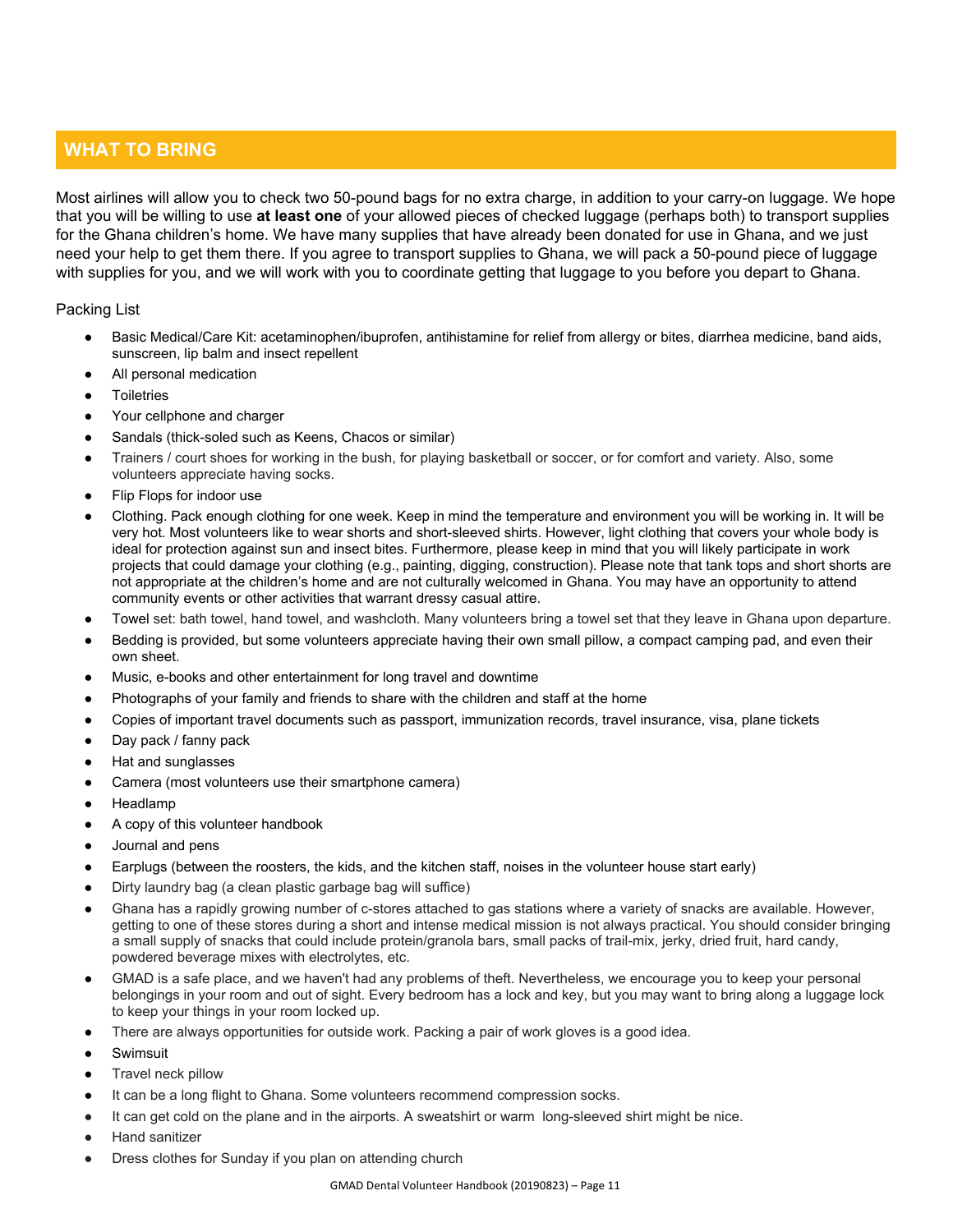## WHAT TO BRING

Most airlines will allow you to check two 50-pound bags for no extra charge, in addition to your carry-on luggage. We hope that you will be willing to use **at least one** of your allowed pieces of checked luggage (perhaps both) to transport supplies for the Ghana children's home. We have many supplies that have already been donated for use in Ghana, and we just need your help to get them there. If you agree to transport supplies to Ghana, we will pack a 50-pound piece of luggage with supplies for you, and we will work with you to coordinate getting that luggage to you before you depart to Ghana.

Packing List

- Basic Medical/Care Kit: acetaminophen/ibuprofen, antihistamine for relief from allergy or bites, diarrhea medicine, band aids, sunscreen, lip balm and insect repellent
- All personal medication
- Toiletries
- Your cellphone and charger
- Sandals (thick-soled such as Keens, Chacos or similar)
- Trainers / court shoes for working in the bush, for playing basketball or soccer, or for comfort and variety. Also, some volunteers appreciate having socks.
- Flip Flops for indoor use
- Clothing. Pack enough clothing for one week. Keep in mind the temperature and environment you will be working in. It will be very hot. Most volunteers like to wear shorts and short-sleeved shirts. However, light clothing that covers your whole body is ideal for protection against sun and insect bites. Furthermore, please keep in mind that you will likely participate in work projects that could damage your clothing (e.g., painting, digging, construction). Please note that tank tops and short shorts are not appropriate at the children's home and are not culturally welcomed in Ghana. You may have an opportunity to attend community events or other activities that warrant dressy casual attire.
- Towel set: bath towel, hand towel, and washcloth. Many volunteers bring a towel set that they leave in Ghana upon departure.
- Bedding is provided, but some volunteers appreciate having their own small pillow, a compact camping pad, and even their own sheet.
- Music, e-books and other entertainment for long travel and downtime
- Photographs of your family and friends to share with the children and staff at the home
- Copies of important travel documents such as passport, immunization records, travel insurance, visa, plane tickets
- Day pack / fanny pack
- Hat and sunglasses
- Camera (most volunteers use their smartphone camera)
- Headlamp
- A copy of this volunteer handbook
- Journal and pens
- Earplugs (between the roosters, the kids, and the kitchen staff, noises in the volunteer house start early)
- Dirty laundry bag (a clean plastic garbage bag will suffice)
- Ghana has a rapidly growing number of c-stores attached to gas stations where a variety of snacks are available. However, getting to one of these stores during a short and intense medical mission is not always practical. You should consider bringing a small supply of snacks that could include protein/granola bars, small packs of trail-mix, jerky, dried fruit, hard candy, powdered beverage mixes with electrolytes, etc.
- GMAD is a safe place, and we haven't had any problems of theft. Nevertheless, we encourage you to keep your personal belongings in your room and out of sight. Every bedroom has a lock and key, but you may want to bring along a luggage lock to keep your things in your room locked up.
- There are always opportunities for outside work. Packing a pair of work gloves is a good idea.
- Swimsuit
- Travel neck pillow
- It can be a long flight to Ghana. Some volunteers recommend compression socks.
- It can get cold on the plane and in the airports. A sweatshirt or warm long-sleeved shirt might be nice.
- Hand sanitizer
- Dress clothes for Sunday if you plan on attending church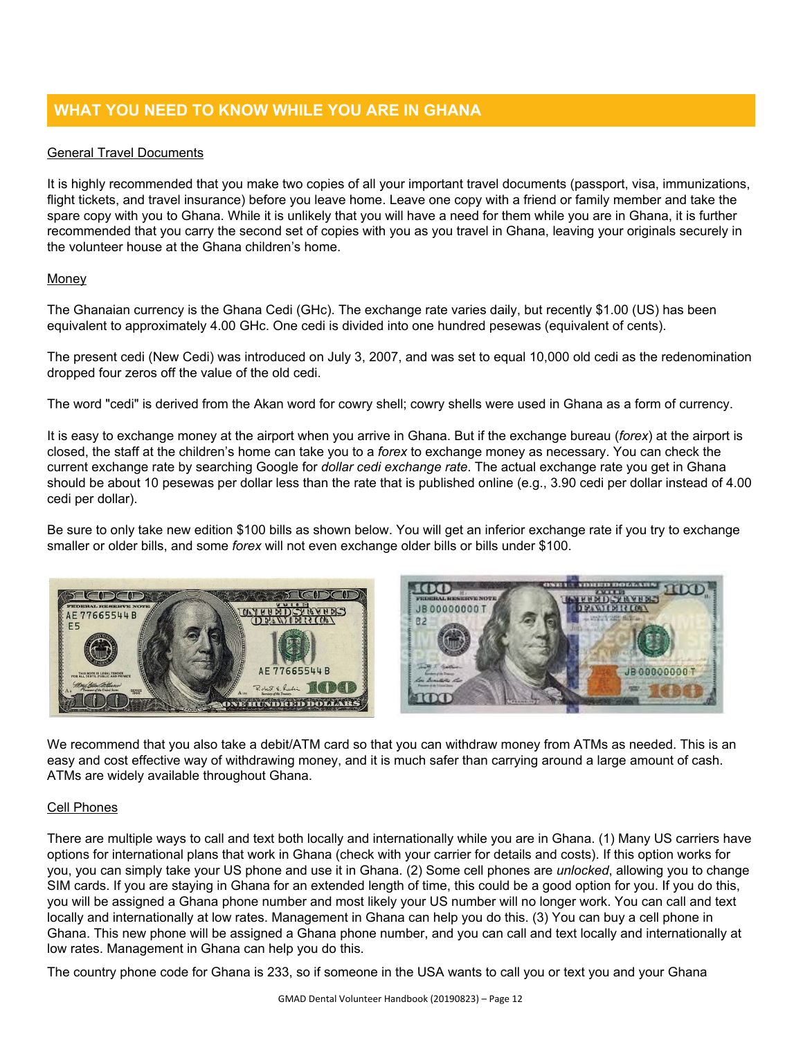## WHAT YOU NEED TO KNOW WHILE YOU ARE IN GHANA

### General Travel Documents

It is highly recommended that you make two copies of all your important travel documents (passport, visa, immunizations, flight tickets, and travel insurance) before you leave home. Leave one copy with a friend or family member and take the spare copy with you to Ghana. While it is unlikely that you will have a need for them while you are in Ghana, it is further recommended that you carry the second set of copies with you as you travel in Ghana, leaving your originals securely in the volunteer house at the Ghana children's home.

### Money

The Ghanaian currency is the Ghana Cedi (GHc). The exchange rate varies daily, but recently $1.00 (US) has been equivalent to approximately 4.00 GHc. One cedi is divided into one hundred pesewas (equivalent of cents).

The present cedi (New Cedi) was introduced on July 3, 2007, and was set to equal 10,000 old cedi as the redenomination dropped four zeros off the value of the old cedi.

The word "cedi" is derived from the Akan word for cowry shell; cowry shells were used in Ghana as a form of currency.

It is easy to exchange money at the airport when you arrive in Ghana. But if the exchange bureau (*forex*) at the airport is closed, the staff at the children's home can take you to a *forex* to exchange money as necessary. You can check the current exchange rate by searching Google for *dollar cedi exchange rate*. The actual exchange rate you get in Ghana should be about 10 pesewas per dollar less than the rate that is published online (e.g., 3.90 cedi per dollar instead of 4.00 cedi per dollar).

Be sure to only take new edition $100 bills as shown below. You will get an inferior exchange rate if you try to exchange smaller or older bills, and some *forex* will not even exchange older bills or bills under $100.

We recommend that you also take a debit/ATM card so that you can withdraw money from ATMs as needed. This is an easy and cost effective way of withdrawing money, and it is much safer than carrying around a large amount of cash. ATMs are widely available throughout Ghana.

### Cell Phones

There are multiple ways to call and text both locally and internationally while you are in Ghana. (1) Many US carriers have options for international plans that work in Ghana (check with your carrier for details and costs). If this option works for you, you can simply take your US phone and use it in Ghana. (2) Some cell phones are *unlocked*, allowing you to change SIM cards. If you are staying in Ghana for an extended length of time, this could be a good option for you. If you do this, you will be assigned a Ghana phone number and most likely your US number will no longer work. You can call and text locally and internationally at low rates. Management in Ghana can help you do this. (3) You can buy a cell phone in Ghana. This new phone will be assigned a Ghana phone number, and you can call and text locally and internationally at low rates. Management in Ghana can help you do this.

The country phone code for Ghana is 233, so if someone in the USA wants to call you or text you and your Ghana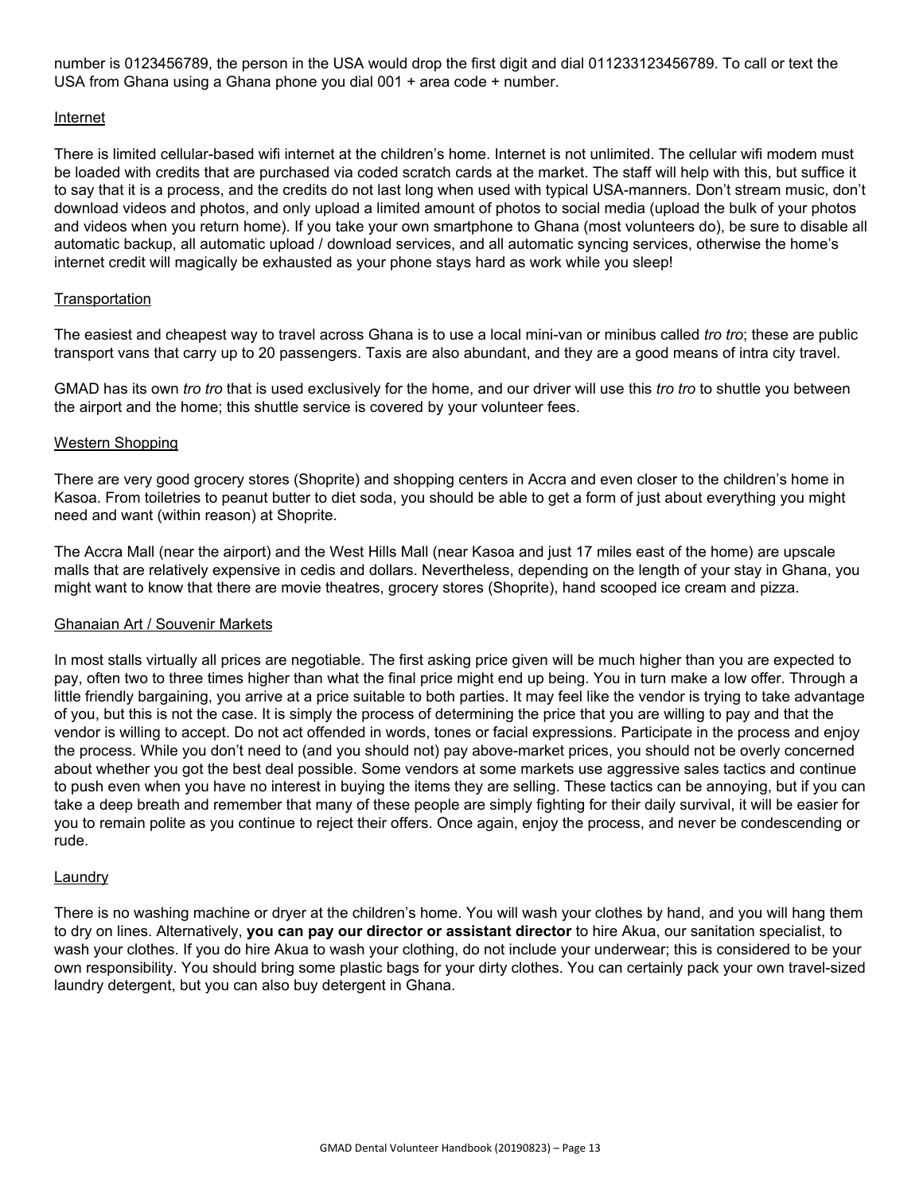number is 0123456789, the person in the USA would drop the first digit and dial 011233123456789. To call or text the USA from Ghana using a Ghana phone you dial 001 + area code + number.

## Internet

There is limited cellular-based wifi internet at the children's home. Internet is not unlimited. The cellular wifi modem must be loaded with credits that are purchased via coded scratch cards at the market. The staff will help with this, but suffice it to say that it is a process, and the credits do not last long when used with typical USA-manners. Don't stream music, don't download videos and photos, and only upload a limited amount of photos to social media (upload the bulk of your photos and videos when you return home). If you take your own smartphone to Ghana (most volunteers do), be sure to disable all automatic backup, all automatic upload / download services, and all automatic syncing services, otherwise the home's internet credit will magically be exhausted as your phone stays hard as work while you sleep!

## Transportation

The easiest and cheapest way to travel across Ghana is to use a local mini-van or minibus called *tro tro*; these are public transport vans that carry up to 20 passengers. Taxis are also abundant, and they are a good means of intra city travel.

GMAD has its own *tro tro* that is used exclusively for the home, and our driver will use this *tro tro* to shuttle you between the airport and the home; this shuttle service is covered by your volunteer fees.

## Western Shopping

There are very good grocery stores (Shoprite) and shopping centers in Accra and even closer to the children's home in Kasoa. From toiletries to peanut butter to diet soda, you should be able to get a form of just about everything you might need and want (within reason) at Shoprite.

The Accra Mall (near the airport) and the West Hills Mall (near Kasoa and just 17 miles east of the home) are upscale malls that are relatively expensive in cedis and dollars. Nevertheless, depending on the length of your stay in Ghana, you might want to know that there are movie theatres, grocery stores (Shoprite), hand scooped ice cream and pizza.

## Ghanaian Art / Souvenir Markets

In most stalls virtually all prices are negotiable. The first asking price given will be much higher than you are expected to pay, often two to three times higher than what the final price might end up being. You in turn make a low offer. Through a little friendly bargaining, you arrive at a price suitable to both parties. It may feel like the vendor is trying to take advantage of you, but this is not the case. It is simply the process of determining the price that you are willing to pay and that the vendor is willing to accept. Do not act offended in words, tones or facial expressions. Participate in the process and enjoy the process. While you don't need to (and you should not) pay above-market prices, you should not be overly concerned about whether you got the best deal possible. Some vendors at some markets use aggressive sales tactics and continue to push even when you have no interest in buying the items they are selling. These tactics can be annoying, but if you can take a deep breath and remember that many of these people are simply fighting for their daily survival, it will be easier for you to remain polite as you continue to reject their offers. Once again, enjoy the process, and never be condescending or rude.

## Laundry

There is no washing machine or dryer at the children's home. You will wash your clothes by hand, and you will hang them to dry on lines. Alternatively, **you can pay our director or assistant director** to hire Akua, our sanitation specialist, to wash your clothes. If you do hire Akua to wash your clothing, do not include your underwear; this is considered to be your own responsibility. You should bring some plastic bags for your dirty clothes. You can certainly pack your own travel-sized laundry detergent, but you can also buy detergent in Ghana.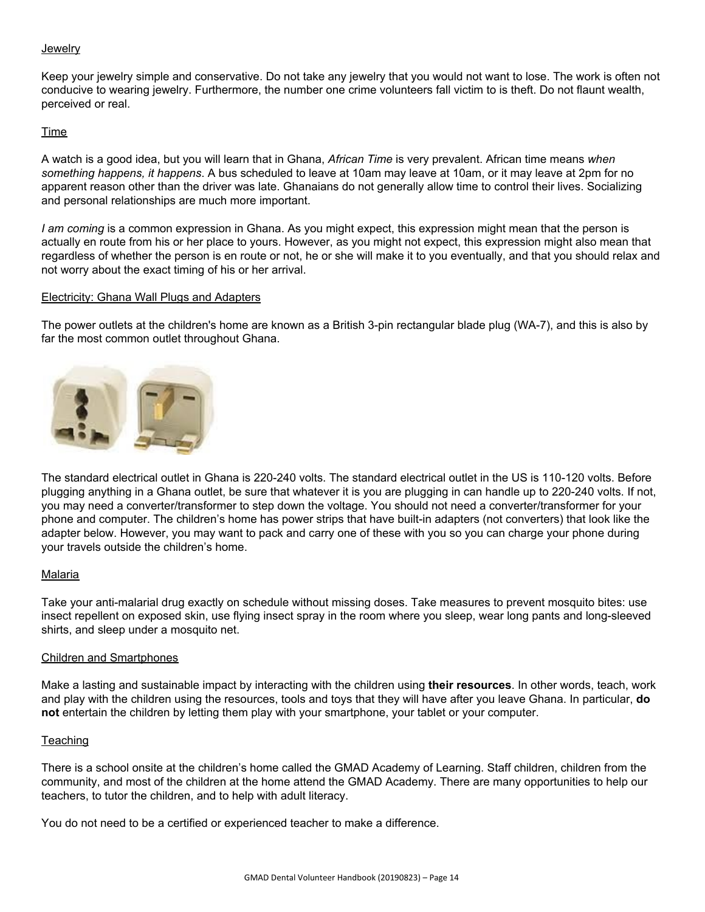Jewelry

Keep your jewelry simple and conservative. Do not take any jewelry that you would not want to lose. The work is often not conducive to wearing jewelry. Furthermore, the number one crime volunteers fall victim to is theft. Do not flaunt wealth, perceived or real.

Time

A watch is a good idea, but you will learn that in Ghana, *African Time* is very prevalent. African time means *when something happens, it happens*. A bus scheduled to leave at 10am may leave at 10am, or it may leave at 2pm for no apparent reason other than the driver was late. Ghanaians do not generally allow time to control their lives. Socializing and personal relationships are much more important.

*I am coming* is a common expression in Ghana. As you might expect, this expression might mean that the person is actually en route from his or her place to yours. However, as you might not expect, this expression might also mean that regardless of whether the person is en route or not, he or she will make it to you eventually, and that you should relax and not worry about the exact timing of his or her arrival.

Electricity: Ghana Wall Plugs and Adapters

The power outlets at the children's home are known as a British 3-pin rectangular blade plug (WA-7), and this is also by far the most common outlet throughout Ghana.

The standard electrical outlet in Ghana is 220-240 volts. The standard electrical outlet in the US is 110-120 volts. Before plugging anything in a Ghana outlet, be sure that whatever it is you are plugging in can handle up to 220-240 volts. If not, you may need a converter/transformer to step down the voltage. You should not need a converter/transformer for your phone and computer. The children's home has power strips that have built-in adapters (not converters) that look like the adapter below. However, you may want to pack and carry one of these with you so you can charge your phone during your travels outside the children's home.

Malaria

Take your anti-malarial drug exactly on schedule without missing doses. Take measures to prevent mosquito bites: use insect repellent on exposed skin, use flying insect spray in the room where you sleep, wear long pants and long-sleeved shirts, and sleep under a mosquito net.

Children and Smartphones

Make a lasting and sustainable impact by interacting with the children using **their resources**. In other words, teach, work and play with the children using the resources, tools and toys that they will have after you leave Ghana. In particular, **do not** entertain the children by letting them play with your smartphone, your tablet or your computer.

Teaching

There is a school onsite at the children's home called the GMAD Academy of Learning. Staff children, children from the community, and most of the children at the home attend the GMAD Academy. There are many opportunities to help our teachers, to tutor the children, and to help with adult literacy.

You do not need to be a certified or experienced teacher to make a difference.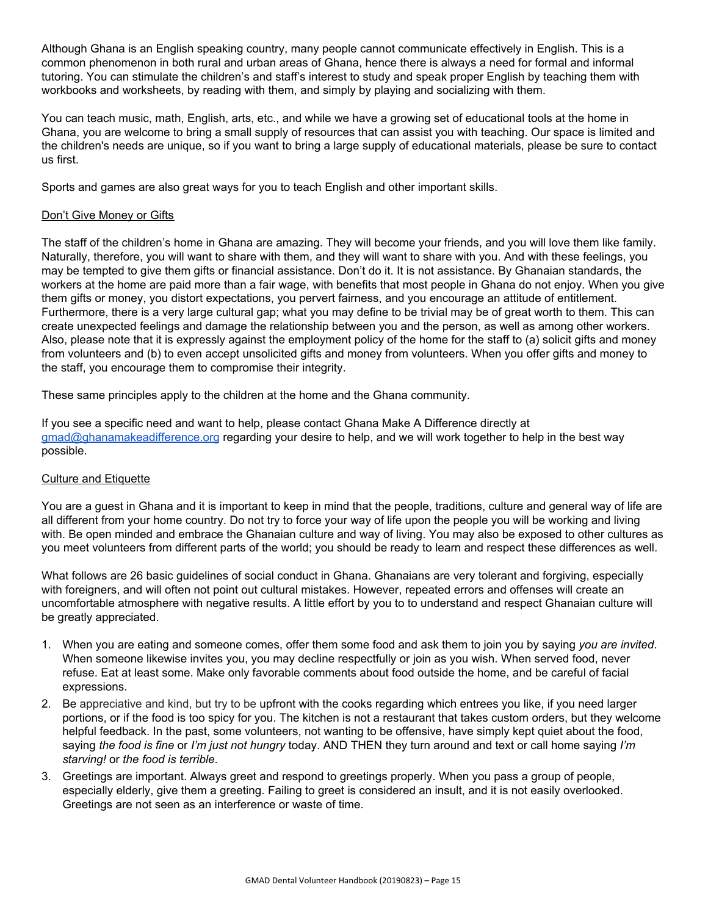Although Ghana is an English speaking country, many people cannot communicate effectively in English. This is a common phenomenon in both rural and urban areas of Ghana, hence there is always a need for formal and informal tutoring. You can stimulate the children's and staff's interest to study and speak proper English by teaching them with workbooks and worksheets, by reading with them, and simply by playing and socializing with them.

You can teach music, math, English, arts, etc., and while we have a growing set of educational tools at the home in Ghana, you are welcome to bring a small supply of resources that can assist you with teaching. Our space is limited and the children's needs are unique, so if you want to bring a large supply of educational materials, please be sure to contact us first.

Sports and games are also great ways for you to teach English and other important skills.

## Don't Give Money or Gifts

The staff of the children's home in Ghana are amazing. They will become your friends, and you will love them like family. Naturally, therefore, you will want to share with them, and they will want to share with you. And with these feelings, you may be tempted to give them gifts or financial assistance. Don't do it. It is not assistance. By Ghanaian standards, the workers at the home are paid more than a fair wage, with benefits that most people in Ghana do not enjoy. When you give them gifts or money, you distort expectations, you pervert fairness, and you encourage an attitude of entitlement. Furthermore, there is a very large cultural gap; what you may define to be trivial may be of great worth to them. This can create unexpected feelings and damage the relationship between you and the person, as well as among other workers. Also, please note that it is expressly against the employment policy of the home for the staff to (a) solicit gifts and money from volunteers and (b) to even accept unsolicited gifts and money from volunteers. When you offer gifts and money to the staff, you encourage them to compromise their integrity.

These same principles apply to the children at the home and the Ghana community.

If you see a specific need and want to help, please contact Ghana Make A Difference directly at gmad@ghanamakeadifference.org regarding your desire to help, and we will work together to help in the best way possible.

## Culture and Etiquette

You are a guest in Ghana and it is important to keep in mind that the people, traditions, culture and general way of life are all different from your home country. Do not try to force your way of life upon the people you will be working and living with. Be open minded and embrace the Ghanaian culture and way of living. You may also be exposed to other cultures as you meet volunteers from different parts of the world; you should be ready to learn and respect these differences as well.

What follows are 26 basic guidelines of social conduct in Ghana. Ghanaians are very tolerant and forgiving, especially with foreigners, and will often not point out cultural mistakes. However, repeated errors and offenses will create an uncomfortable atmosphere with negative results. A little effort by you to to understand and respect Ghanaian culture will be greatly appreciated.

1. When you are eating and someone comes, offer them some food and ask them to join you by saying *you are invited*. When someone likewise invites you, you may decline respectfully or join as you wish. When served food, never refuse. Eat at least some. Make only favorable comments about food outside the home, and be careful of facial expressions.
2. Be appreciative and kind, but try to be upfront with the cooks regarding which entrees you like, if you need larger portions, or if the food is too spicy for you. The kitchen is not a restaurant that takes custom orders, but they welcome helpful feedback. In the past, some volunteers, not wanting to be offensive, have simply kept quiet about the food, saying *the food is fine* or *I'm just not hungry* today. AND THEN they turn around and text or call home saying *I'm starving!* or *the food is terrible*.
3. Greetings are important. Always greet and respond to greetings properly. When you pass a group of people, especially elderly, give them a greeting. Failing to greet is considered an insult, and it is not easily overlooked. Greetings are not seen as an interference or waste of time.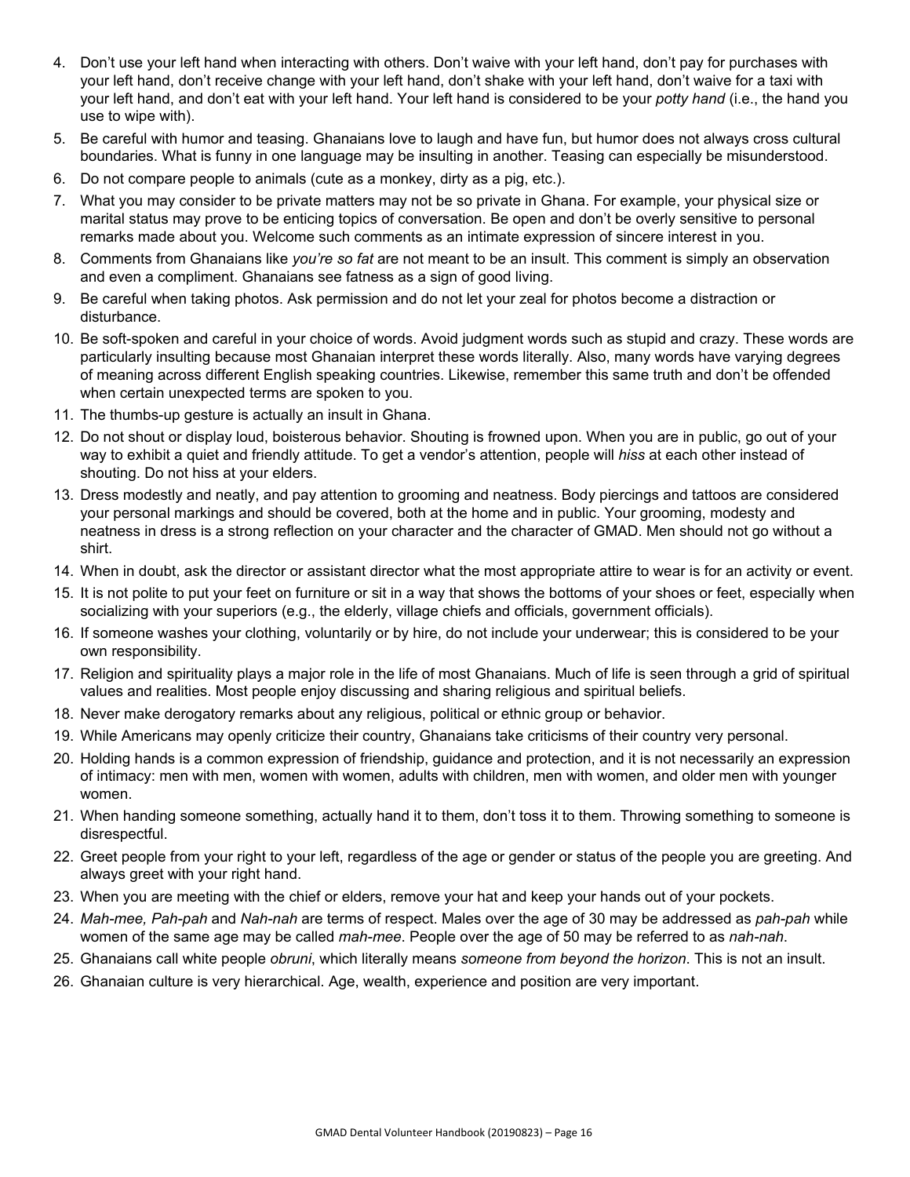4. Don't use your left hand when interacting with others. Don't waive with your left hand, don't pay for purchases with your left hand, don't receive change with your left hand, don't shake with your left hand, don't waive for a taxi with your left hand, and don't eat with your left hand. Your left hand is considered to be your *potty hand* (i.e., the hand you use to wipe with).
5. Be careful with humor and teasing. Ghanaians love to laugh and have fun, but humor does not always cross cultural boundaries. What is funny in one language may be insulting in another. Teasing can especially be misunderstood.
6. Do not compare people to animals (cute as a monkey, dirty as a pig, etc.).
7. What you may consider to be private matters may not be so private in Ghana. For example, your physical size or marital status may prove to be enticing topics of conversation. Be open and don't be overly sensitive to personal remarks made about you. Welcome such comments as an intimate expression of sincere interest in you.
8. Comments from Ghanaians like *you're so fat* are not meant to be an insult. This comment is simply an observation and even a compliment. Ghanaians see fatness as a sign of good living.
9. Be careful when taking photos. Ask permission and do not let your zeal for photos become a distraction or disturbance.
10. Be soft-spoken and careful in your choice of words. Avoid judgment words such as stupid and crazy. These words are particularly insulting because most Ghanaian interpret these words literally. Also, many words have varying degrees of meaning across different English speaking countries. Likewise, remember this same truth and don't be offended when certain unexpected terms are spoken to you.
11. The thumbs-up gesture is actually an insult in Ghana.
12. Do not shout or display loud, boisterous behavior. Shouting is frowned upon. When you are in public, go out of your way to exhibit a quiet and friendly attitude. To get a vendor's attention, people will *hiss* at each other instead of shouting. Do not hiss at your elders.
13. Dress modestly and neatly, and pay attention to grooming and neatness. Body piercings and tattoos are considered your personal markings and should be covered, both at the home and in public. Your grooming, modesty and neatness in dress is a strong reflection on your character and the character of GMAD. Men should not go without a shirt.
14. When in doubt, ask the director or assistant director what the most appropriate attire to wear is for an activity or event.
15. It is not polite to put your feet on furniture or sit in a way that shows the bottoms of your shoes or feet, especially when socializing with your superiors (e.g., the elderly, village chiefs and officials, government officials).
16. If someone washes your clothing, voluntarily or by hire, do not include your underwear; this is considered to be your own responsibility.
17. Religion and spirituality plays a major role in the life of most Ghanaians. Much of life is seen through a grid of spiritual values and realities. Most people enjoy discussing and sharing religious and spiritual beliefs.
18. Never make derogatory remarks about any religious, political or ethnic group or behavior.
19. While Americans may openly criticize their country, Ghanaians take criticisms of their country very personal.
20. Holding hands is a common expression of friendship, guidance and protection, and it is not necessarily an expression of intimacy: men with men, women with women, adults with children, men with women, and older men with younger women.
21. When handing someone something, actually hand it to them, don't toss it to them. Throwing something to someone is disrespectful.
22. Greet people from your right to your left, regardless of the age or gender or status of the people you are greeting. And always greet with your right hand.
23. When you are meeting with the chief or elders, remove your hat and keep your hands out of your pockets.
24. *Mah-mee, Pah-pah* and *Nah-nah* are terms of respect. Males over the age of 30 may be addressed as *pah-pah* while women of the same age may be called *mah-mee*. People over the age of 50 may be referred to as *nah-nah*.
25. Ghanaians call white people *obruni*, which literally means *someone from beyond the horizon*. This is not an insult.
26. Ghanaian culture is very hierarchical. Age, wealth, experience and position are very important.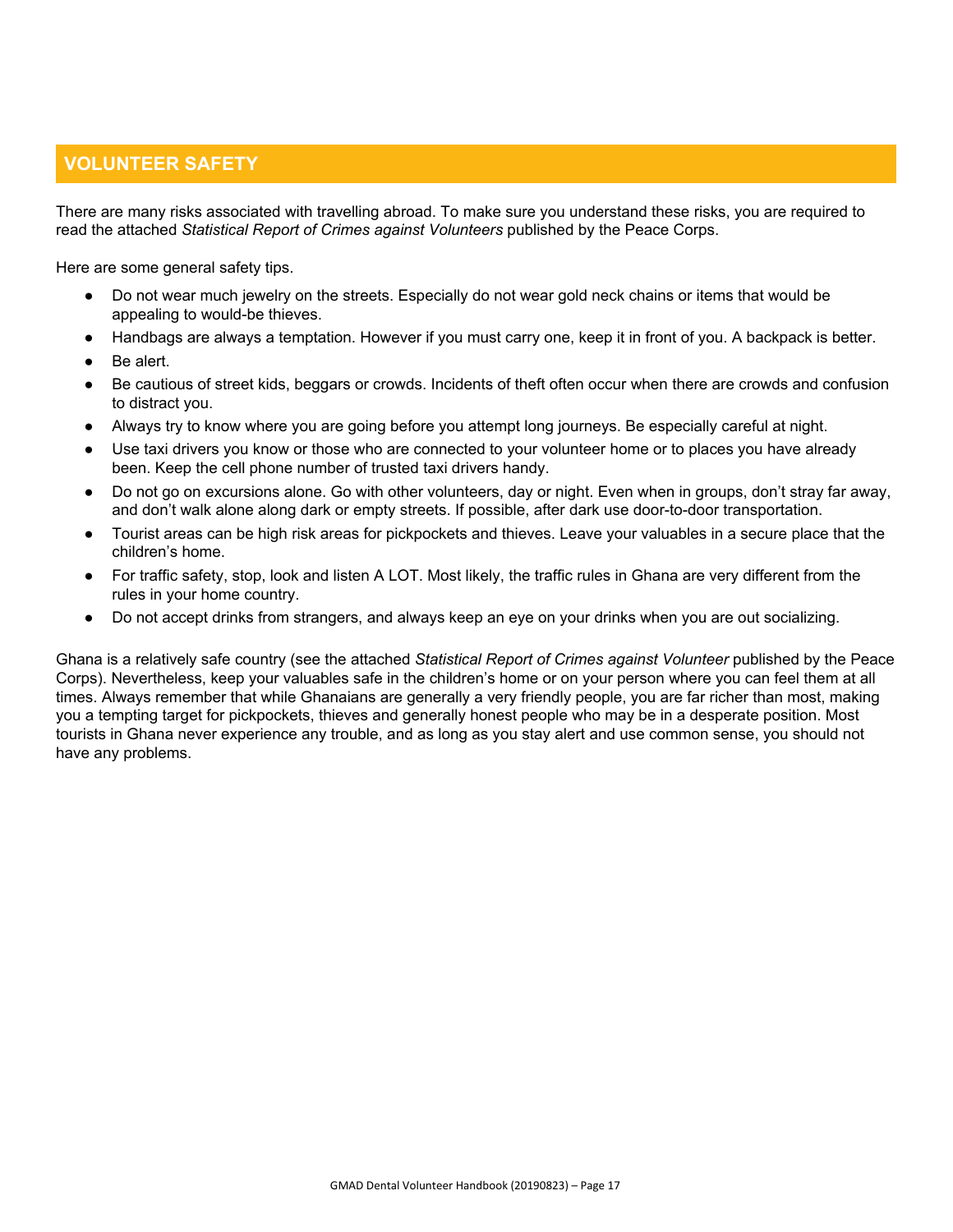## VOLUNTEER SAFETY

There are many risks associated with travelling abroad. To make sure you understand these risks, you are required to read the attached *Statistical Report of Crimes against Volunteers* published by the Peace Corps.

Here are some general safety tips.

- Do not wear much jewelry on the streets. Especially do not wear gold neck chains or items that would be appealing to would-be thieves.
- Handbags are always a temptation. However if you must carry one, keep it in front of you. A backpack is better.
- Be alert.
- Be cautious of street kids, beggars or crowds. Incidents of theft often occur when there are crowds and confusion to distract you.
- Always try to know where you are going before you attempt long journeys. Be especially careful at night.
- Use taxi drivers you know or those who are connected to your volunteer home or to places you have already been. Keep the cell phone number of trusted taxi drivers handy.
- Do not go on excursions alone. Go with other volunteers, day or night. Even when in groups, don't stray far away, and don't walk alone along dark or empty streets. If possible, after dark use door-to-door transportation.
- Tourist areas can be high risk areas for pickpockets and thieves. Leave your valuables in a secure place that the children's home.
- For traffic safety, stop, look and listen A LOT. Most likely, the traffic rules in Ghana are very different from the rules in your home country.
- Do not accept drinks from strangers, and always keep an eye on your drinks when you are out socializing.

Ghana is a relatively safe country (see the attached *Statistical Report of Crimes against Volunteer* published by the Peace Corps). Nevertheless, keep your valuables safe in the children's home or on your person where you can feel them at all times. Always remember that while Ghanaians are generally a very friendly people, you are far richer than most, making you a tempting target for pickpockets, thieves and generally honest people who may be in a desperate position. Most tourists in Ghana never experience any trouble, and as long as you stay alert and use common sense, you should not have any problems.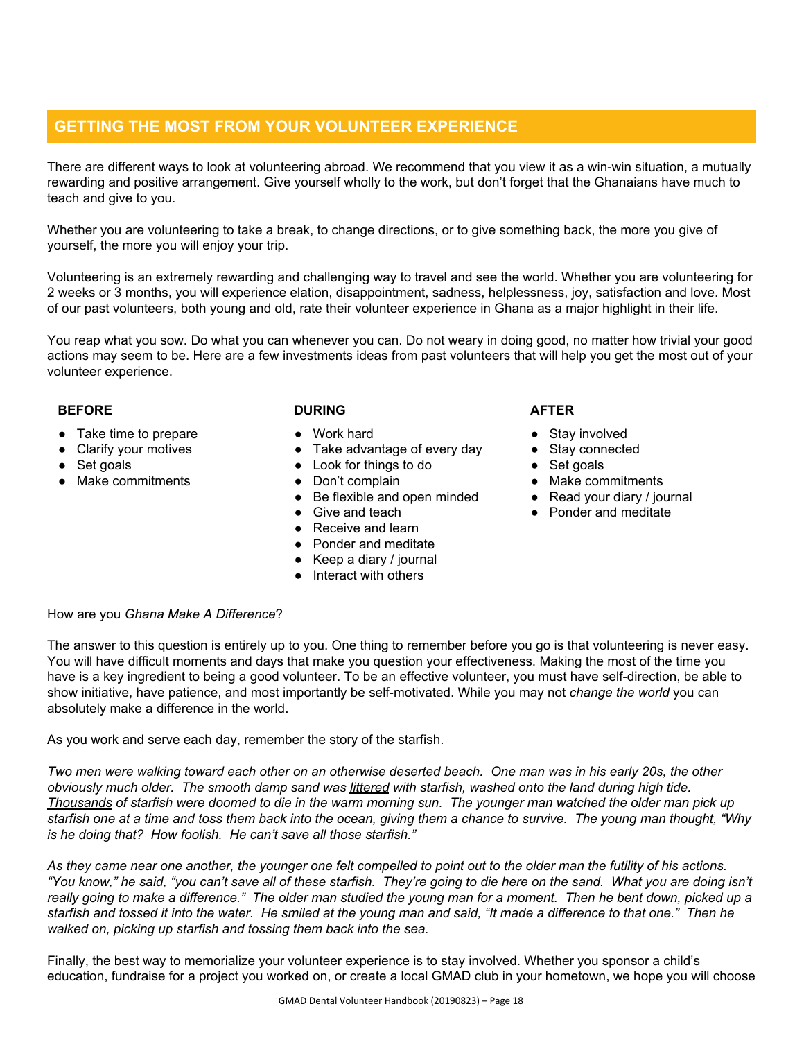## GETTING THE MOST FROM YOUR VOLUNTEER EXPERIENCE

There are different ways to look at volunteering abroad. We recommend that you view it as a win-win situation, a mutually rewarding and positive arrangement. Give yourself wholly to the work, but don't forget that the Ghanaians have much to teach and give to you.

Whether you are volunteering to take a break, to change directions, or to give something back, the more you give of yourself, the more you will enjoy your trip.

Volunteering is an extremely rewarding and challenging way to travel and see the world. Whether you are volunteering for 2 weeks or 3 months, you will experience elation, disappointment, sadness, helplessness, joy, satisfaction and love. Most of our past volunteers, both young and old, rate their volunteer experience in Ghana as a major highlight in their life.

You reap what you sow. Do what you can whenever you can. Do not weary in doing good, no matter how trivial your good actions may seem to be. Here are a few investments ideas from past volunteers that will help you get the most out of your volunteer experience.

**BEFORE**

- Take time to prepare
- Clarify your motives
- Set goals
- Make commitments

**DURING**

- Work hard
- Take advantage of every day
- Look for things to do
- Don't complain
- Be flexible and open minded
- Give and teach
- Receive and learn
- Ponder and meditate
- Keep a diary / journal
- Interact with others

**AFTER**

- Stay involved
- Stay connected
- Set goals
- Make commitments
- Read your diary / journal
- Ponder and meditate

How are you *Ghana Make A Difference*?

The answer to this question is entirely up to you. One thing to remember before you go is that volunteering is never easy. You will have difficult moments and days that make you question your effectiveness. Making the most of the time you have is a key ingredient to being a good volunteer. To be an effective volunteer, you must have self-direction, be able to show initiative, have patience, and most importantly be self-motivated. While you may not *change the world* you can absolutely make a difference in the world.

As you work and serve each day, remember the story of the starfish.

*Two men were walking toward each other on an otherwise deserted beach. One man was in his early 20s, the other obviously much older. The smooth damp sand was littered with starfish, washed onto the land during high tide. Thousands of starfish were doomed to die in the warm morning sun. The younger man watched the older man pick up starfish one at a time and toss them back into the ocean, giving them a chance to survive. The young man thought, "Why is he doing that? How foolish. He can't save all those starfish."*

*As they came near one another, the younger one felt compelled to point out to the older man the futility of his actions. "You know," he said, "you can't save all of these starfish. They're going to die here on the sand. What you are doing isn't really going to make a difference." The older man studied the young man for a moment. Then he bent down, picked up a starfish and tossed it into the water. He smiled at the young man and said, "It made a difference to that one." Then he walked on, picking up starfish and tossing them back into the sea.*

Finally, the best way to memorialize your volunteer experience is to stay involved. Whether you sponsor a child's education, fundraise for a project you worked on, or create a local GMAD club in your hometown, we hope you will choose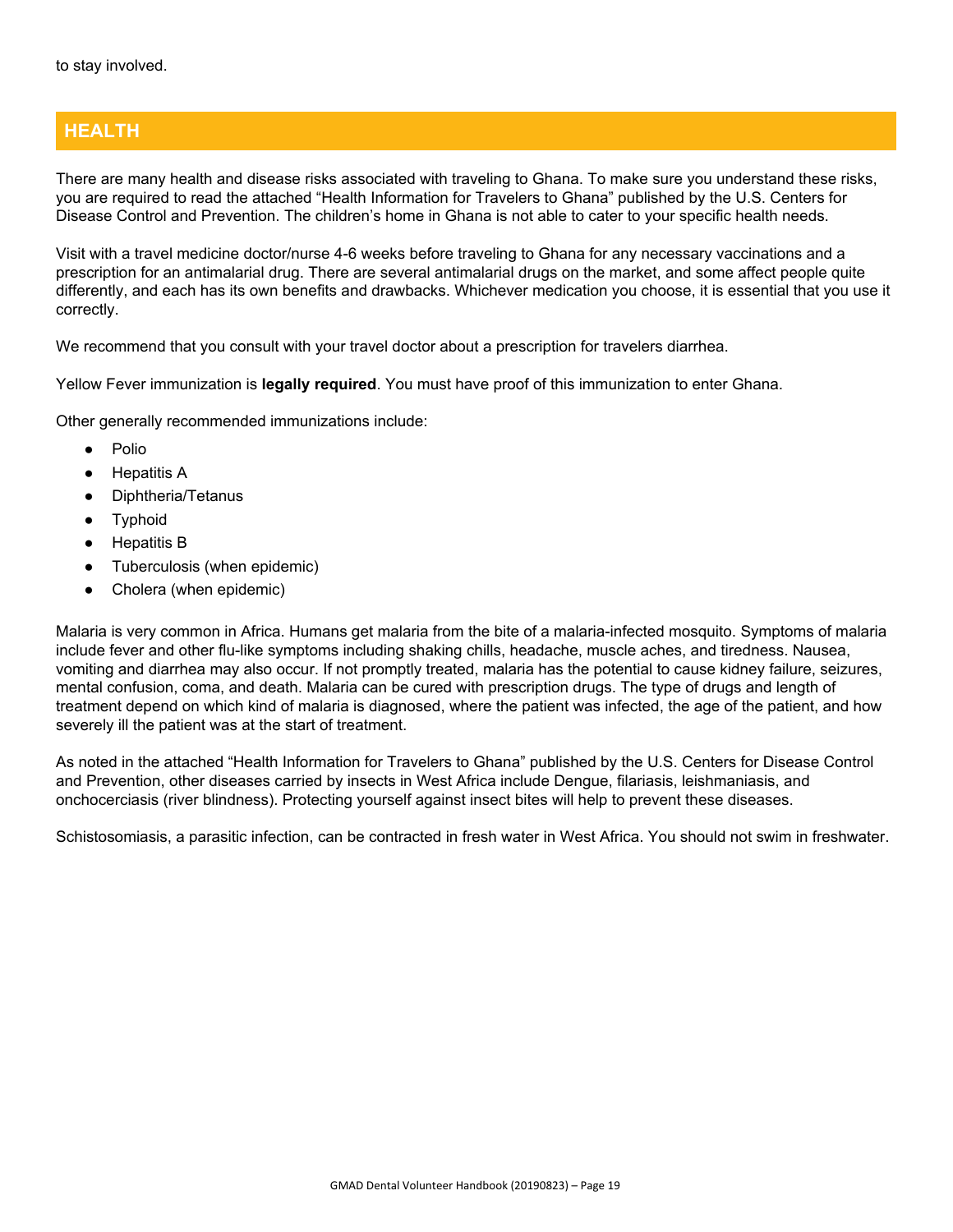to stay involved.

## HEALTH

There are many health and disease risks associated with traveling to Ghana. To make sure you understand these risks, you are required to read the attached “Health Information for Travelers to Ghana” published by the U.S. Centers for Disease Control and Prevention. The children’s home in Ghana is not able to cater to your specific health needs.

Visit with a travel medicine doctor/nurse 4-6 weeks before traveling to Ghana for any necessary vaccinations and a prescription for an antimalarial drug. There are several antimalarial drugs on the market, and some affect people quite differently, and each has its own benefits and drawbacks. Whichever medication you choose, it is essential that you use it correctly.

We recommend that you consult with your travel doctor about a prescription for travelers diarrhea.

Yellow Fever immunization is **legally required**. You must have proof of this immunization to enter Ghana.

Other generally recommended immunizations include:

- Polio
- Hepatitis A
- Diphtheria/Tetanus
- Typhoid
- Hepatitis B
- Tuberculosis (when epidemic)
- Cholera (when epidemic)

Malaria is very common in Africa. Humans get malaria from the bite of a malaria-infected mosquito. Symptoms of malaria include fever and other flu-like symptoms including shaking chills, headache, muscle aches, and tiredness. Nausea, vomiting and diarrhea may also occur. If not promptly treated, malaria has the potential to cause kidney failure, seizures, mental confusion, coma, and death. Malaria can be cured with prescription drugs. The type of drugs and length of treatment depend on which kind of malaria is diagnosed, where the patient was infected, the age of the patient, and how severely ill the patient was at the start of treatment.

As noted in the attached “Health Information for Travelers to Ghana” published by the U.S. Centers for Disease Control and Prevention, other diseases carried by insects in West Africa include Dengue, filariasis, leishmaniasis, and onchocerciasis (river blindness). Protecting yourself against insect bites will help to prevent these diseases.

Schistosomiasis, a parasitic infection, can be contracted in fresh water in West Africa. You should not swim in freshwater.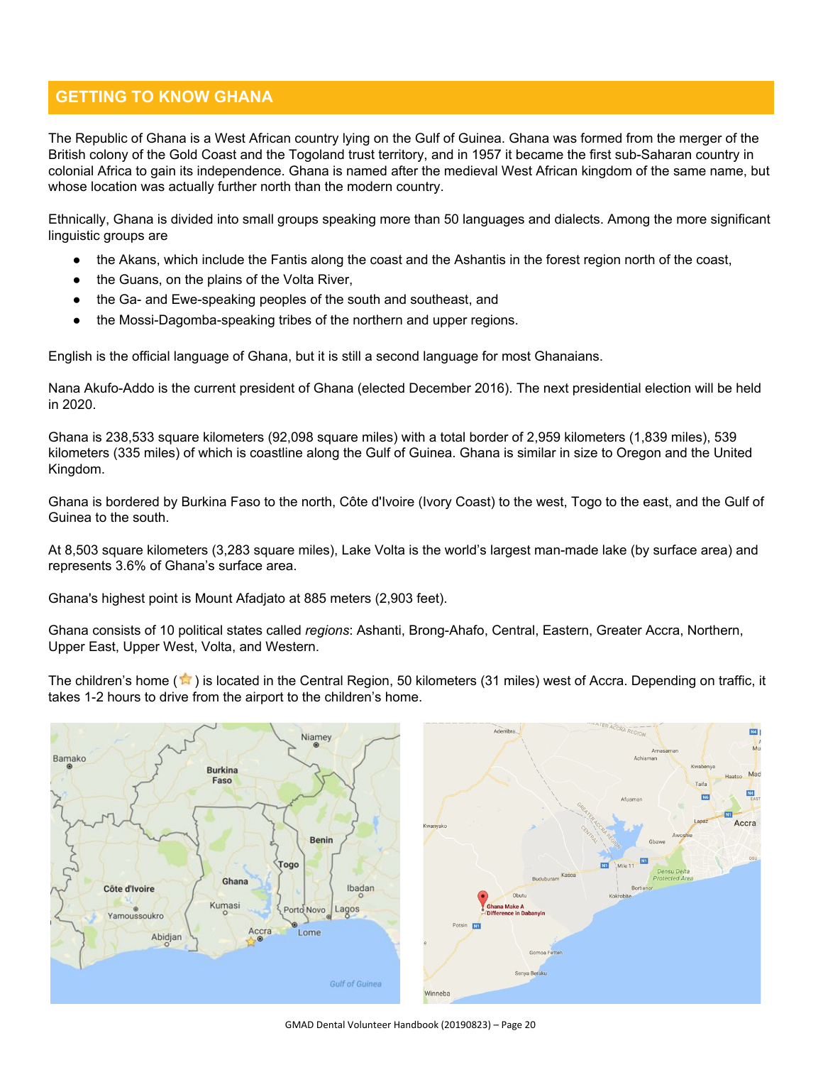## GETTING TO KNOW GHANA

The Republic of Ghana is a West African country lying on the Gulf of Guinea. Ghana was formed from the merger of the British colony of the Gold Coast and the Togoland trust territory, and in 1957 it became the first sub-Saharan country in colonial Africa to gain its independence. Ghana is named after the medieval West African kingdom of the same name, but whose location was actually further north than the modern country.

Ethnically, Ghana is divided into small groups speaking more than 50 languages and dialects. Among the more significant linguistic groups are

- the Akans, which include the Fantis along the coast and the Ashantis in the forest region north of the coast,
- the Guans, on the plains of the Volta River,
- the Ga- and Ewe-speaking peoples of the south and southeast, and
- the Mossi-Dagomba-speaking tribes of the northern and upper regions.

English is the official language of Ghana, but it is still a second language for most Ghanaians.

Nana Akufo-Addo is the current president of Ghana (elected December 2016). The next presidential election will be held in 2020.

Ghana is 238,533 square kilometers (92,098 square miles) with a total border of 2,959 kilometers (1,839 miles), 539 kilometers (335 miles) of which is coastline along the Gulf of Guinea. Ghana is similar in size to Oregon and the United Kingdom.

Ghana is bordered by Burkina Faso to the north, Côte d'Ivoire (Ivory Coast) to the west, Togo to the east, and the Gulf of Guinea to the south.

At 8,503 square kilometers (3,283 square miles), Lake Volta is the world's largest man-made lake (by surface area) and represents 3.6% of Ghana's surface area.

Ghana's highest point is Mount Afadjato at 885 meters (2,903 feet).

Ghana consists of 10 political states called *regions*: Ashanti, Brong-Ahafo, Central, Eastern, Greater Accra, Northern, Upper East, Upper West, Volta, and Western.

The children's home (⭐) is located in the Central Region, 50 kilometers (31 miles) west of Accra. Depending on traffic, it takes 1-2 hours to drive from the airport to the children's home.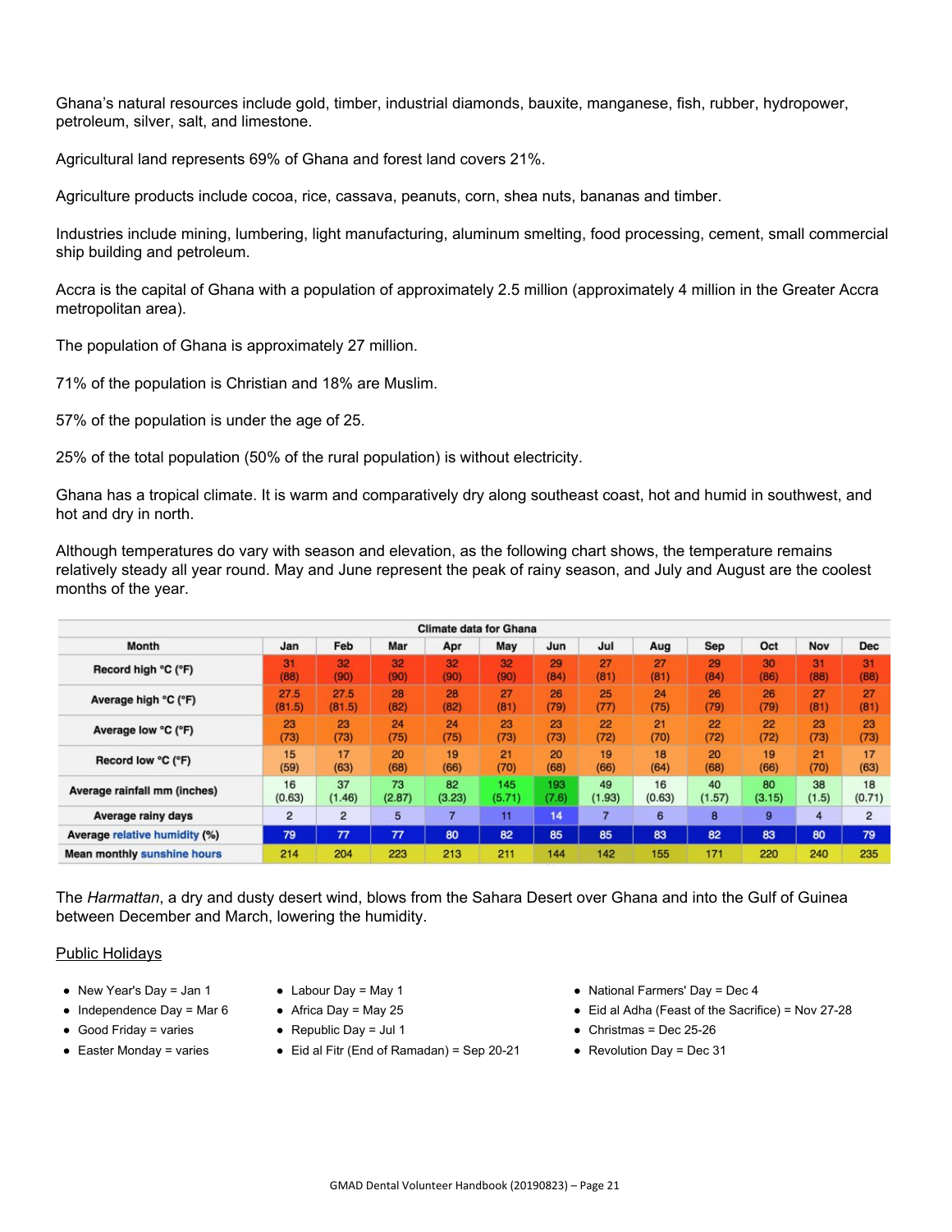Ghana's natural resources include gold, timber, industrial diamonds, bauxite, manganese, fish, rubber, hydropower, petroleum, silver, salt, and limestone.

Agricultural land represents 69% of Ghana and forest land covers 21%.

Agriculture products include cocoa, rice, cassava, peanuts, corn, shea nuts, bananas and timber.

Industries include mining, lumbering, light manufacturing, aluminum smelting, food processing, cement, small commercial ship building and petroleum.

Accra is the capital of Ghana with a population of approximately 2.5 million (approximately 4 million in the Greater Accra metropolitan area).

The population of Ghana is approximately 27 million.

71% of the population is Christian and 18% are Muslim.

57% of the population is under the age of 25.

25% of the total population (50% of the rural population) is without electricity.

Ghana has a tropical climate. It is warm and comparatively dry along southeast coast, hot and humid in southwest, and hot and dry in north.

Although temperatures do vary with season and elevation, as the following chart shows, the temperature remains relatively steady all year round. May and June represent the peak of rainy season, and July and August are the coolest months of the year.

| Climate data for Ghana | | | | | | | | | | | | |
|---|---|---|---|---|---|---|---|---|---|---|---|---|
| Month | Jan | Feb | Mar | Apr | May | Jun | Jul | Aug | Sep | Oct | Nov | Dec |
| Record high °C (°F) | 31 (88) | 32 (90) | 32 (90) | 32 (90) | 32 (90) | 29 (84) | 27 (81) | 27 (81) | 29 (84) | 30 (86) | 31 (88) | 31 (88) |
| Average high °C (°F) | 27.5 (81.5) | 27.5 (81.5) | 28 (82) | 28 (82) | 27 (81) | 26 (79) | 25 (77) | 24 (75) | 26 (79) | 26 (79) | 27 (81) | 27 (81) |
| Average low °C (°F) | 23 (73) | 23 (73) | 24 (75) | 24 (75) | 23 (73) | 23 (73) | 22 (72) | 21 (70) | 22 (72) | 22 (72) | 23 (73) | 23 (73) |
| Record low °C (°F) | 15 (59) | 17 (63) | 20 (68) | 19 (66) | 21 (70) | 20 (68) | 19 (66) | 18 (64) | 20 (68) | 19 (66) | 21 (70) | 17 (63) |
| Average rainfall mm (inches) | 16 (0.63) | 37 (1.46) | 73 (2.87) | 82 (3.23) | 145 (5.71) | 193 (7.6) | 49 (1.93) | 16 (0.63) | 40 (1.57) | 80 (3.15) | 38 (1.5) | 18 (0.71) |
| Average rainy days | 2 | 2 | 5 | 7 | 11 | 14 | 7 | 6 | 8 | 9 | 4 | 2 |
| Average relative humidity (%) | 79 | 77 | 77 | 80 | 82 | 85 | 85 | 83 | 82 | 83 | 80 | 79 |
| Mean monthly sunshine hours | 214 | 204 | 223 | 213 | 211 | 144 | 142 | 155 | 171 | 220 | 240 | 235 |

The *Harmattan*, a dry and dusty desert wind, blows from the Sahara Desert over Ghana and into the Gulf of Guinea between December and March, lowering the humidity.

<u>Public Holidays</u>

- New Year's Day = Jan 1
- Independence Day = Mar 6
- Good Friday = varies
- Easter Monday = varies
- Labour Day = May 1
- Africa Day = May 25
- Republic Day = Jul 1
- Eid al Fitr (End of Ramadan) = Sep 20-21
- National Farmers' Day = Dec 4
- Eid al Adha (Feast of the Sacrifice) = Nov 27-28
- Christmas = Dec 25-26
- Revolution Day = Dec 31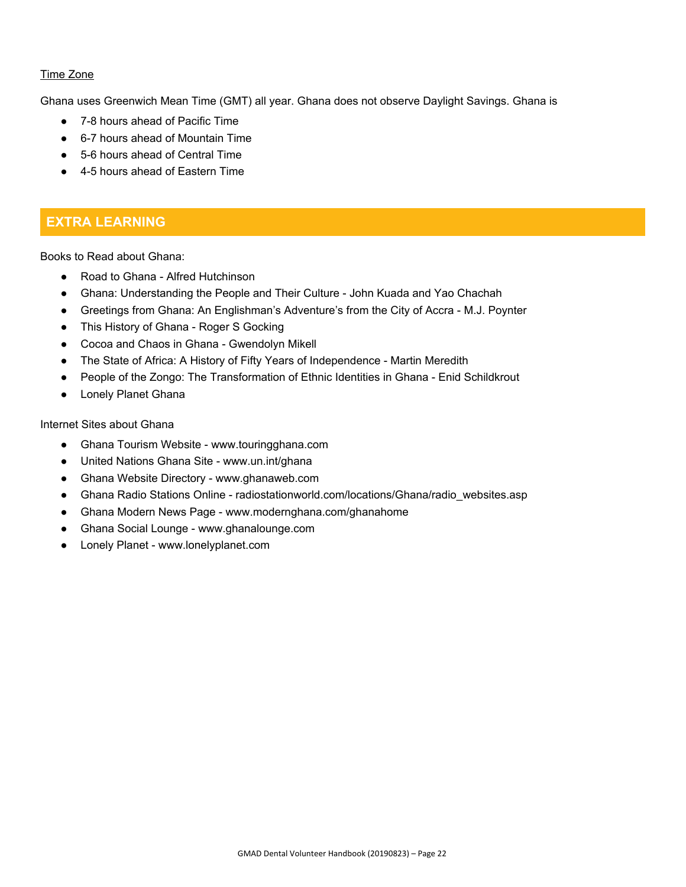<u>Time Zone</u>

Ghana uses Greenwich Mean Time (GMT) all year. Ghana does not observe Daylight Savings. Ghana is

- 7-8 hours ahead of Pacific Time
- 6-7 hours ahead of Mountain Time
- 5-6 hours ahead of Central Time
- 4-5 hours ahead of Eastern Time

## EXTRA LEARNING

Books to Read about Ghana:

- Road to Ghana - Alfred Hutchinson
- Ghana: Understanding the People and Their Culture - John Kuada and Yao Chachah
- Greetings from Ghana: An Englishman's Adventure's from the City of Accra - M.J. Poynter
- This History of Ghana - Roger S Gocking
- Cocoa and Chaos in Ghana - Gwendolyn Mikell
- The State of Africa: A History of Fifty Years of Independence - Martin Meredith
- People of the Zongo: The Transformation of Ethnic Identities in Ghana - Enid Schildkrout
- Lonely Planet Ghana

Internet Sites about Ghana

- Ghana Tourism Website - www.touringghana.com
- United Nations Ghana Site - www.un.int/ghana
- Ghana Website Directory - www.ghanaweb.com
- Ghana Radio Stations Online - radiostationworld.com/locations/Ghana/radio_websites.asp
- Ghana Modern News Page - www.modernghana.com/ghanahome
- Ghana Social Lounge - www.ghanalounge.com
- Lonely Planet - www.lonelyplanet.com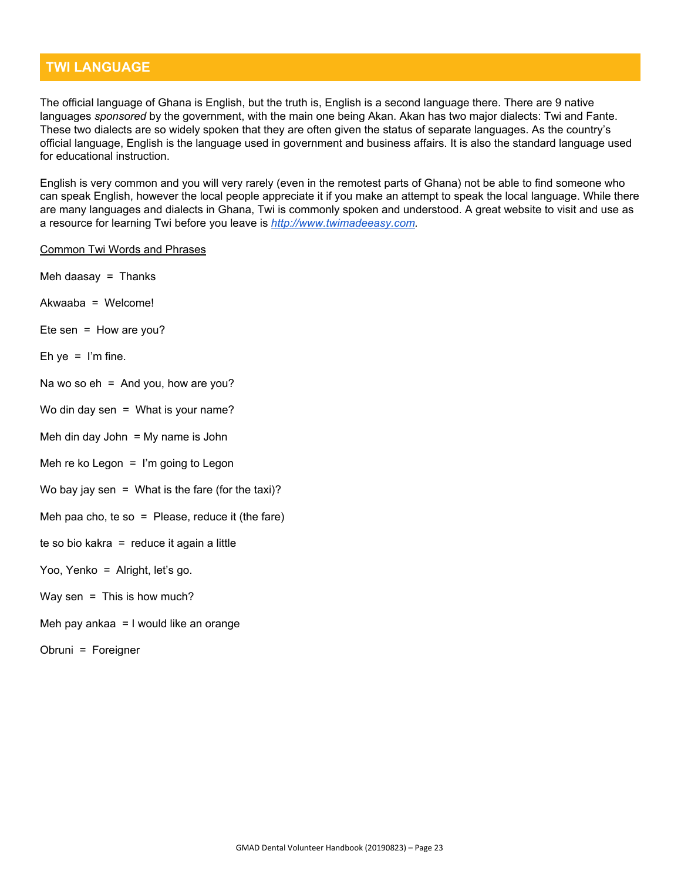## TWI LANGUAGE

The official language of Ghana is English, but the truth is, English is a second language there. There are 9 native languages *sponsored* by the government, with the main one being Akan. Akan has two major dialects: Twi and Fante. These two dialects are so widely spoken that they are often given the status of separate languages. As the country's official language, English is the language used in government and business affairs. It is also the standard language used for educational instruction.

English is very common and you will very rarely (even in the remotest parts of Ghana) not be able to find someone who can speak English, however the local people appreciate it if you make an attempt to speak the local language. While there are many languages and dialects in Ghana, Twi is commonly spoken and understood. A great website to visit and use as a resource for learning Twi before you leave is [*http://www.twimadeeasy.com*](http://www.twimadeeasy.com).

<u>Common Twi Words and Phrases</u>

Meh daasay = Thanks

Akwaaba = Welcome!

Ete sen = How are you?

Eh ye = I'm fine.

Na wo so eh = And you, how are you?

Wo din day sen = What is your name?

Meh din day John = My name is John

Meh re ko Legon = I'm going to Legon

Wo bay jay sen = What is the fare (for the taxi)?

Meh paa cho, te so = Please, reduce it (the fare)

te so bio kakra = reduce it again a little

Yoo, Yenko = Alright, let's go.

Way sen = This is how much?

Meh pay ankaa = I would like an orange

Obruni = Foreigner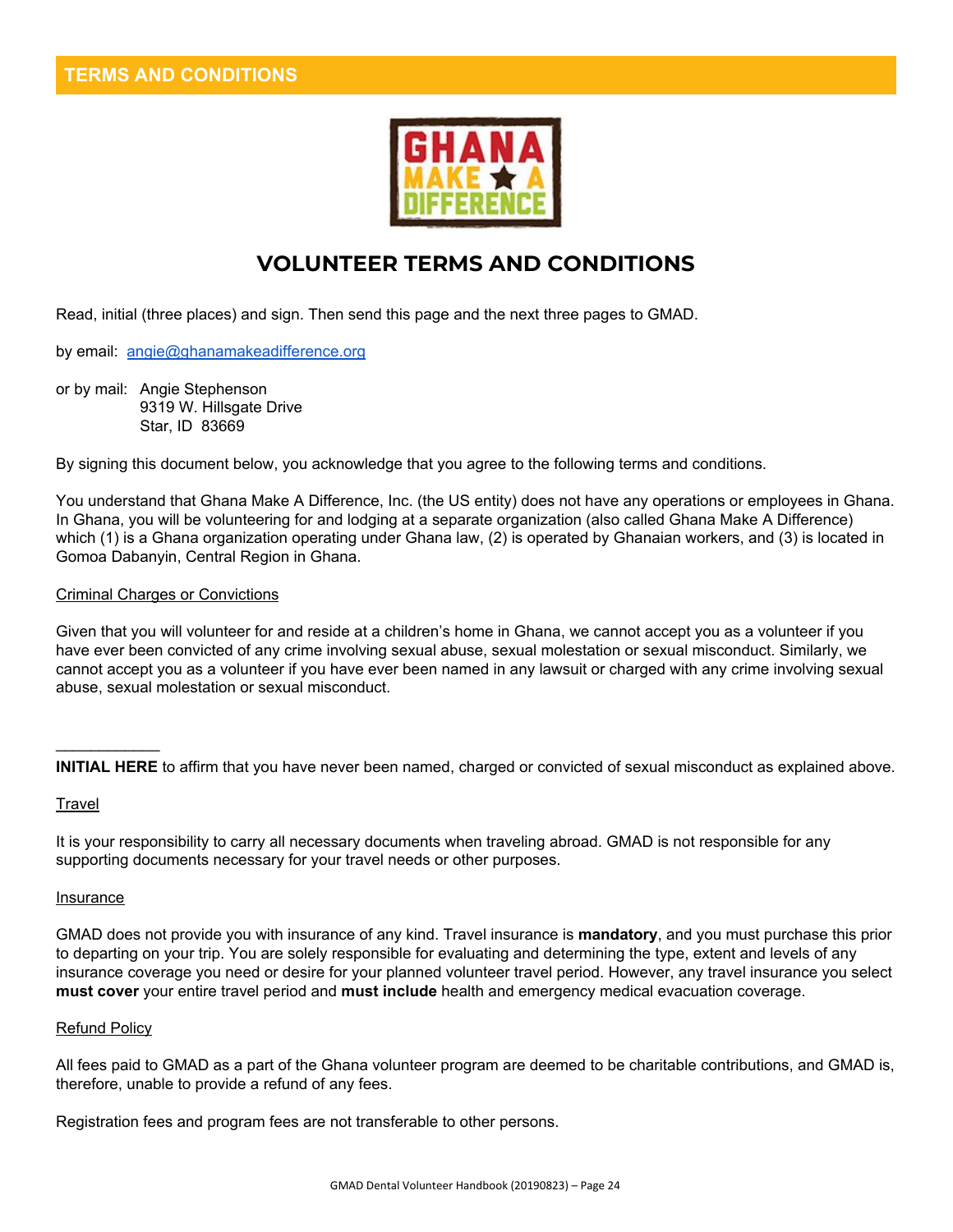## TERMS AND CONDITIONS

# VOLUNTEER TERMS AND CONDITIONS

Read, initial (three places) and sign. Then send this page and the next three pages to GMAD.

by email: [angie@ghanamakeadifference.org](mailto:angie@ghanamakeadifference.org)

or by mail: Angie Stephenson
9319 W. Hillsgate Drive
Star, ID 83669

By signing this document below, you acknowledge that you agree to the following terms and conditions.

You understand that Ghana Make A Difference, Inc. (the US entity) does not have any operations or employees in Ghana. In Ghana, you will be volunteering for and lodging at a separate organization (also called Ghana Make A Difference) which (1) is a Ghana organization operating under Ghana law, (2) is operated by Ghanaian workers, and (3) is located in Gomoa Dabanyin, Central Region in Ghana.

### Criminal Charges or Convictions

Given that you will volunteer for and reside at a children's home in Ghana, we cannot accept you as a volunteer if you have ever been convicted of any crime involving sexual abuse, sexual molestation or sexual misconduct. Similarly, we cannot accept you as a volunteer if you have ever been named in any lawsuit or charged with any crime involving sexual abuse, sexual molestation or sexual misconduct.

____________

**INITIAL HERE** to affirm that you have never been named, charged or convicted of sexual misconduct as explained above.

### Travel

It is your responsibility to carry all necessary documents when traveling abroad. GMAD is not responsible for any supporting documents necessary for your travel needs or other purposes.

### Insurance

GMAD does not provide you with insurance of any kind. Travel insurance is **mandatory**, and you must purchase this prior to departing on your trip. You are solely responsible for evaluating and determining the type, extent and levels of any insurance coverage you need or desire for your planned volunteer travel period. However, any travel insurance you select **must cover** your entire travel period and **must include** health and emergency medical evacuation coverage.

### Refund Policy

All fees paid to GMAD as a part of the Ghana volunteer program are deemed to be charitable contributions, and GMAD is, therefore, unable to provide a refund of any fees.

Registration fees and program fees are not transferable to other persons.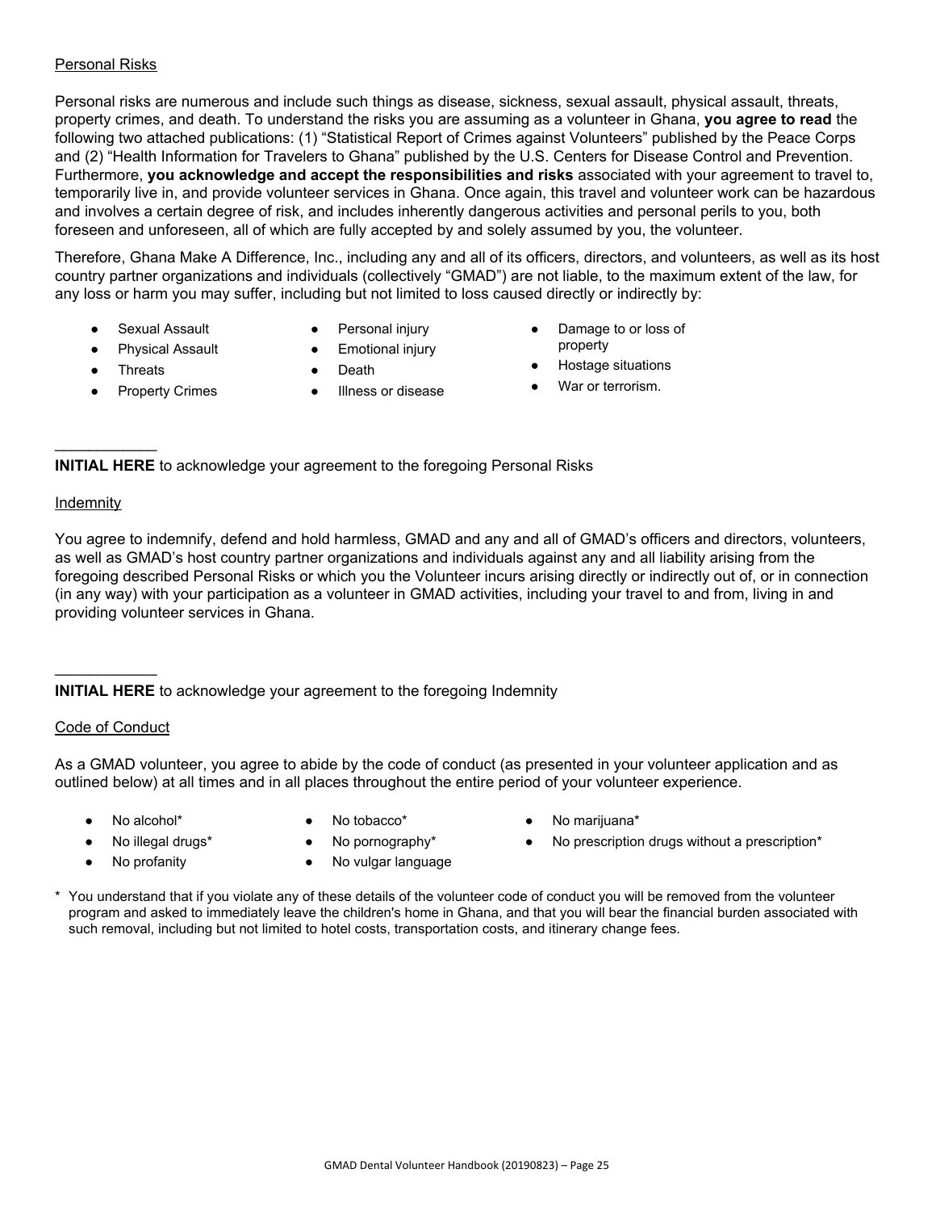Personal Risks

Personal risks are numerous and include such things as disease, sickness, sexual assault, physical assault, threats, property crimes, and death. To understand the risks you are assuming as a volunteer in Ghana, **you agree to read** the following two attached publications: (1) "Statistical Report of Crimes against Volunteers" published by the Peace Corps and (2) "Health Information for Travelers to Ghana" published by the U.S. Centers for Disease Control and Prevention. Furthermore, **you acknowledge and accept the responsibilities and risks** associated with your agreement to travel to, temporarily live in, and provide volunteer services in Ghana. Once again, this travel and volunteer work can be hazardous and involves a certain degree of risk, and includes inherently dangerous activities and personal perils to you, both foreseen and unforeseen, all of which are fully accepted by and solely assumed by you, the volunteer.

Therefore, Ghana Make A Difference, Inc., including any and all of its officers, directors, and volunteers, as well as its host country partner organizations and individuals (collectively "GMAD") are not liable, to the maximum extent of the law, for any loss or harm you may suffer, including but not limited to loss caused directly or indirectly by:

- Sexual Assault
- Physical Assault
- Threats
- Property Crimes
- Personal injury
- Emotional injury
- Death
- Illness or disease
- Damage to or loss of property
- Hostage situations
- War or terrorism.

\_\_\_\_\_\_\_\_\_\_\_\_

**INITIAL HERE** to acknowledge your agreement to the foregoing Personal Risks

Indemnity

You agree to indemnify, defend and hold harmless, GMAD and any and all of GMAD's officers and directors, volunteers, as well as GMAD's host country partner organizations and individuals against any and all liability arising from the foregoing described Personal Risks or which you the Volunteer incurs arising directly or indirectly out of, or in connection (in any way) with your participation as a volunteer in GMAD activities, including your travel to and from, living in and providing volunteer services in Ghana.

\_\_\_\_\_\_\_\_\_\_\_\_

**INITIAL HERE** to acknowledge your agreement to the foregoing Indemnity

Code of Conduct

As a GMAD volunteer, you agree to abide by the code of conduct (as presented in your volunteer application and as outlined below) at all times and in all places throughout the entire period of your volunteer experience.

- No alcohol*
- No illegal drugs*
- No profanity
- No tobacco*
- No pornography*
- No vulgar language
- No marijuana*
- No prescription drugs without a prescription*

\* You understand that if you violate any of these details of the volunteer code of conduct you will be removed from the volunteer program and asked to immediately leave the children's home in Ghana, and that you will bear the financial burden associated with such removal, including but not limited to hotel costs, transportation costs, and itinerary change fees.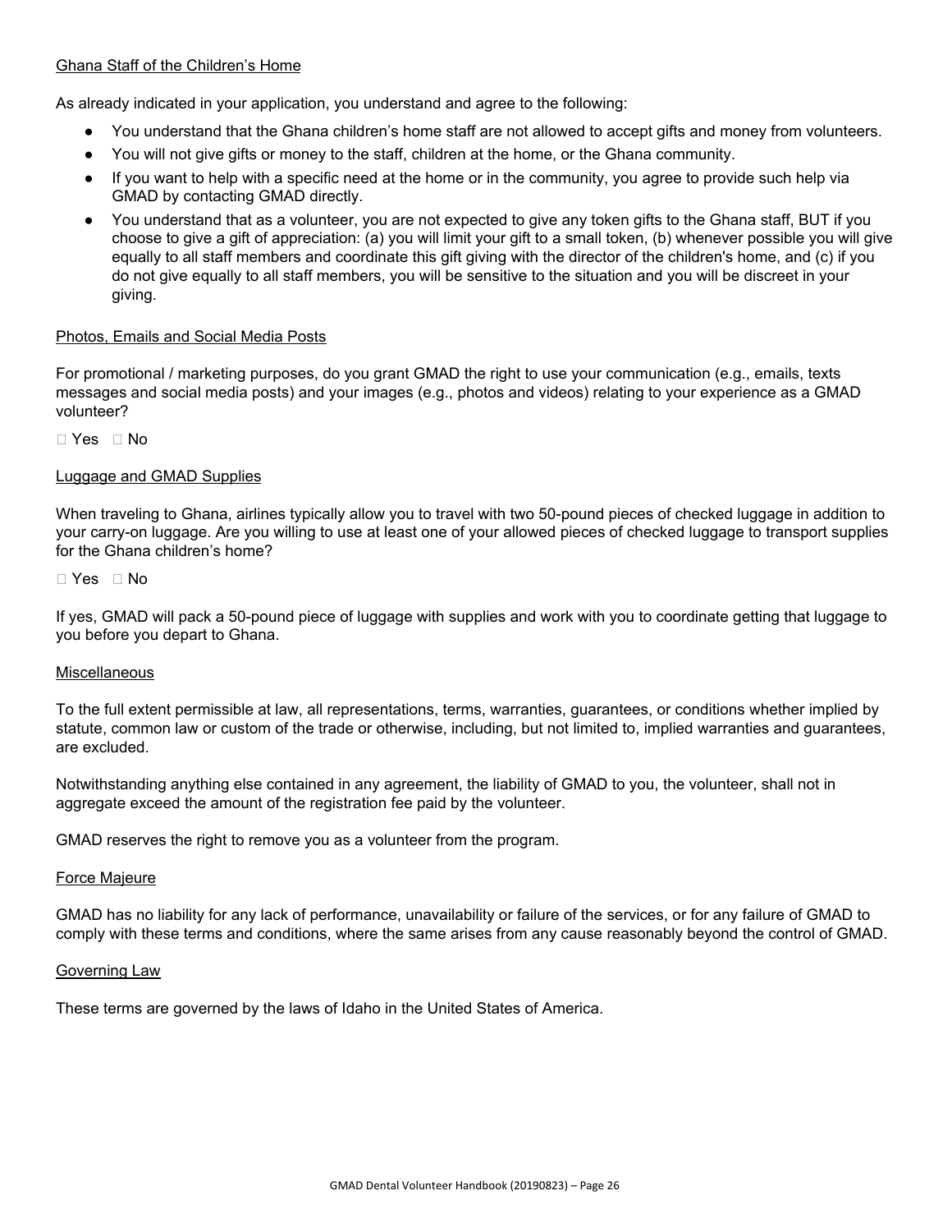Ghana Staff of the Children's Home

As already indicated in your application, you understand and agree to the following:

- You understand that the Ghana children's home staff are not allowed to accept gifts and money from volunteers.
- You will not give gifts or money to the staff, children at the home, or the Ghana community.
- If you want to help with a specific need at the home or in the community, you agree to provide such help via GMAD by contacting GMAD directly.
- You understand that as a volunteer, you are not expected to give any token gifts to the Ghana staff, BUT if you choose to give a gift of appreciation: (a) you will limit your gift to a small token, (b) whenever possible you will give equally to all staff members and coordinate this gift giving with the director of the children's home, and (c) if you do not give equally to all staff members, you will be sensitive to the situation and you will be discreet in your giving.

Photos, Emails and Social Media Posts

For promotional / marketing purposes, do you grant GMAD the right to use your communication (e.g., emails, texts messages and social media posts) and your images (e.g., photos and videos) relating to your experience as a GMAD volunteer?

☐ Yes ☐ No

Luggage and GMAD Supplies

When traveling to Ghana, airlines typically allow you to travel with two 50-pound pieces of checked luggage in addition to your carry-on luggage. Are you willing to use at least one of your allowed pieces of checked luggage to transport supplies for the Ghana children's home?

☐ Yes ☐ No

If yes, GMAD will pack a 50-pound piece of luggage with supplies and work with you to coordinate getting that luggage to you before you depart to Ghana.

Miscellaneous

To the full extent permissible at law, all representations, terms, warranties, guarantees, or conditions whether implied by statute, common law or custom of the trade or otherwise, including, but not limited to, implied warranties and guarantees, are excluded.

Notwithstanding anything else contained in any agreement, the liability of GMAD to you, the volunteer, shall not in aggregate exceed the amount of the registration fee paid by the volunteer.

GMAD reserves the right to remove you as a volunteer from the program.

Force Majeure

GMAD has no liability for any lack of performance, unavailability or failure of the services, or for any failure of GMAD to comply with these terms and conditions, where the same arises from any cause reasonably beyond the control of GMAD.

Governing Law

These terms are governed by the laws of Idaho in the United States of America.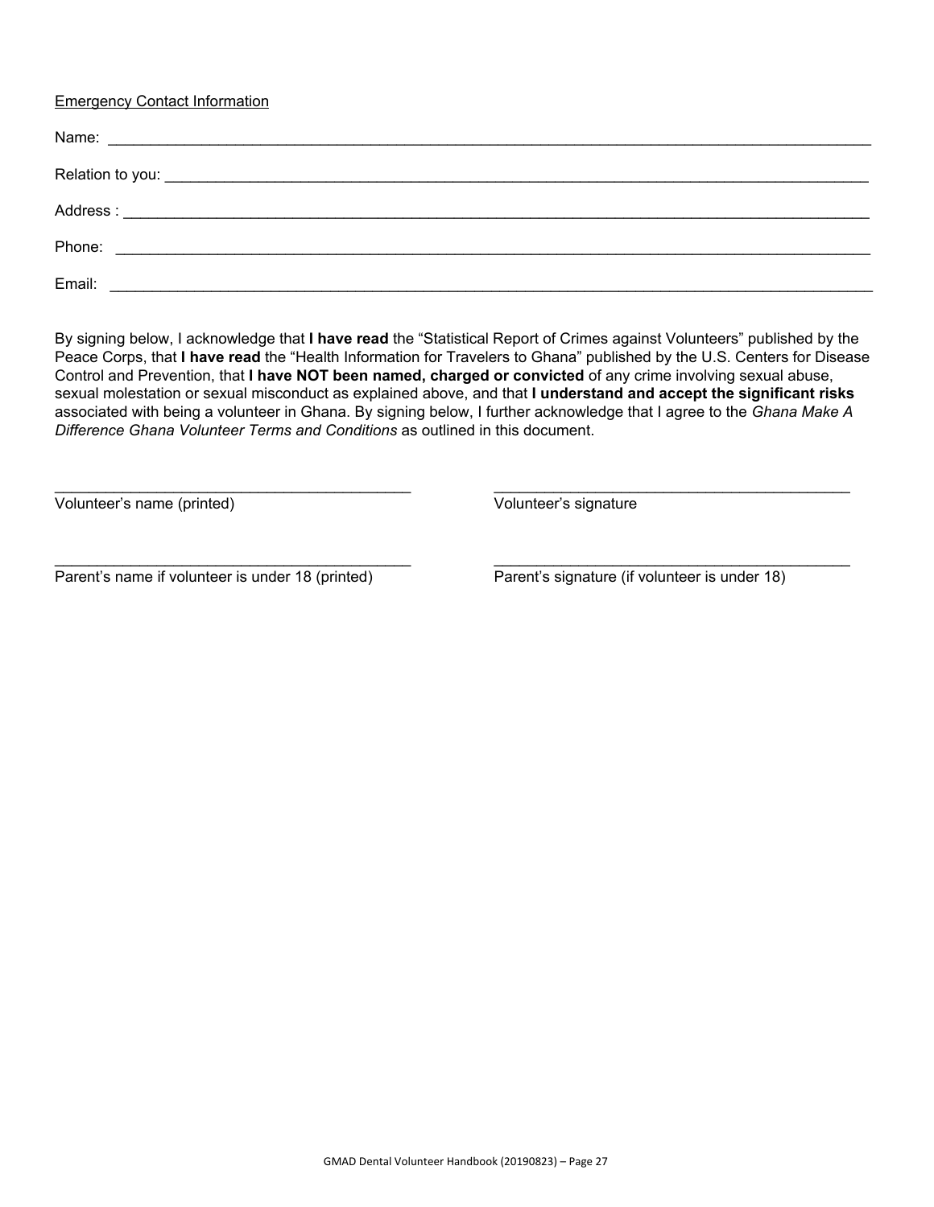Emergency Contact Information

Name: ____________________________________________________________________________________________

Relation to you: _____________________________________________________________________________________

Address : ___________________________________________________________________________________________

Phone: ______________________________________________________________________________________________

Email: ______________________________________________________________________________________________

By signing below, I acknowledge that **I have read** the "Statistical Report of Crimes against Volunteers" published by the Peace Corps, that **I have read** the "Health Information for Travelers to Ghana" published by the U.S. Centers for Disease Control and Prevention, that **I have NOT been named, charged or convicted** of any crime involving sexual abuse, sexual molestation or sexual misconduct as explained above, and that **I understand and accept the significant risks** associated with being a volunteer in Ghana. By signing below, I further acknowledge that I agree to the *Ghana Make A Difference Ghana Volunteer Terms and Conditions* as outlined in this document.

____________________________________________
Volunteer's name (printed)

____________________________________________
Volunteer's signature

____________________________________________
Parent's name if volunteer is under 18 (printed)

____________________________________________
Parent's signature (if volunteer is under 18)